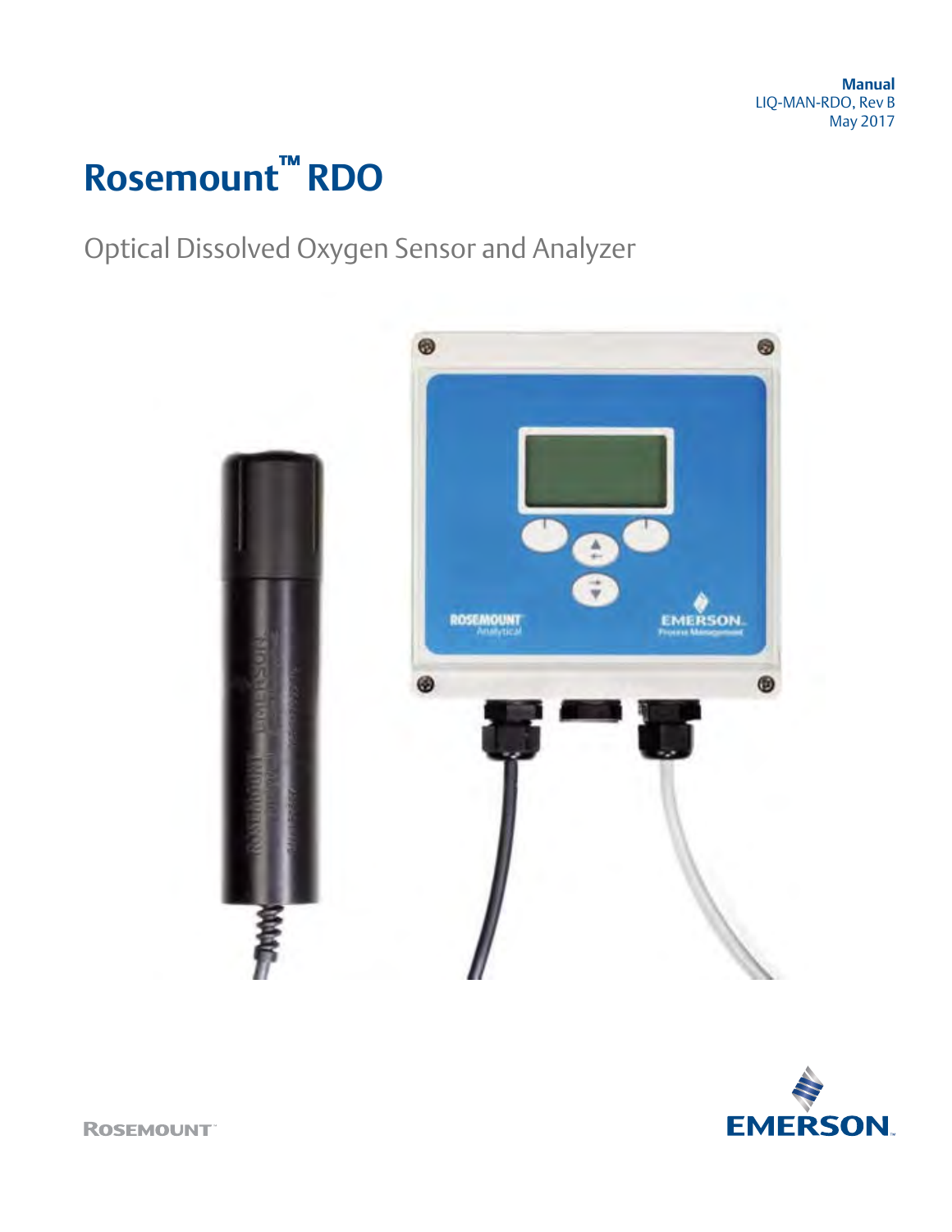**Manual**
LIQ-MAN-RDO, Rev B
May 2017

# Rosemount™ RDO

## Optical Dissolved Oxygen Sensor and Analyzer

ROSEMOUNT

EMERSON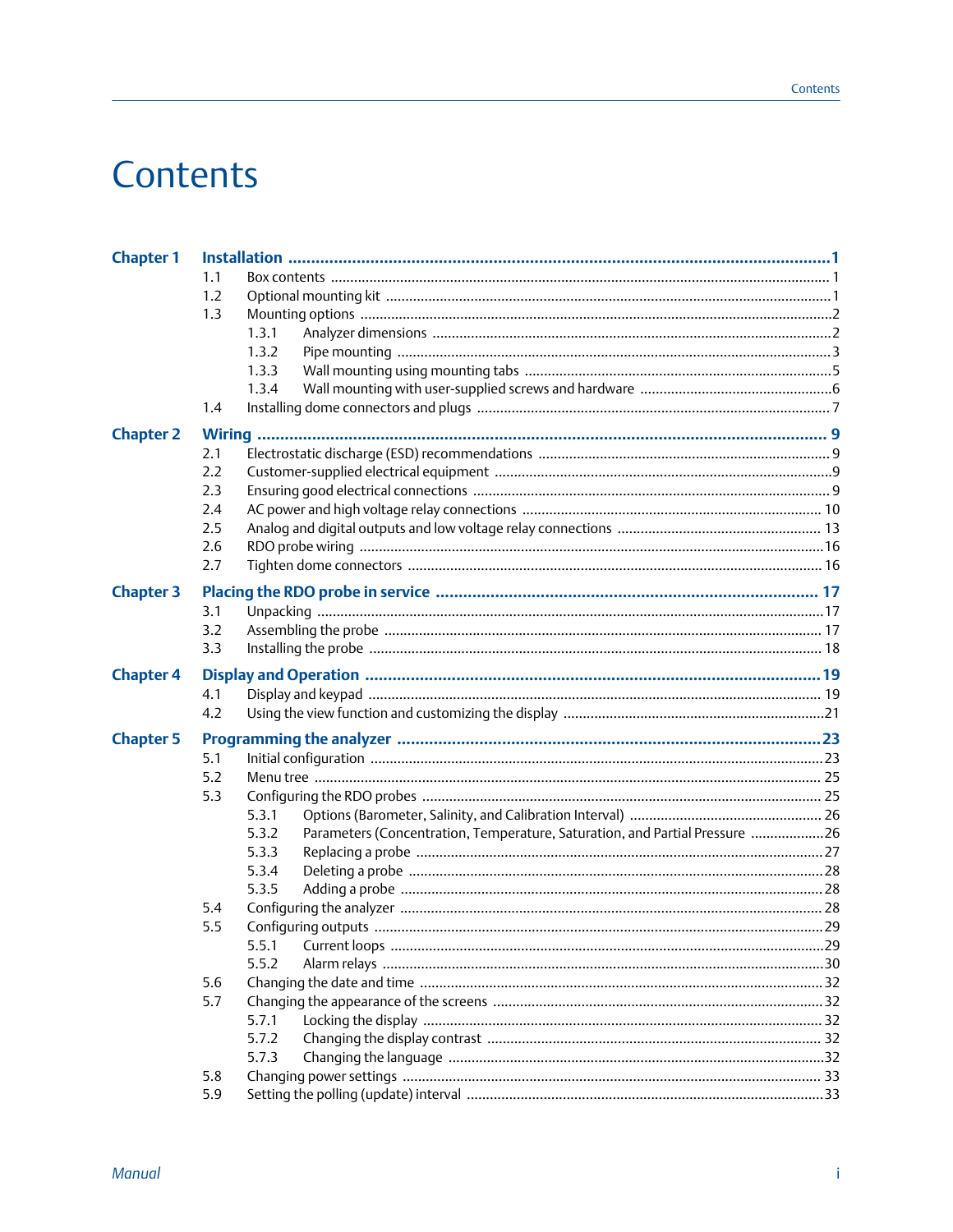# Contents

**Chapter 1 Installation** ........................................ **1**

- 1.1 Box contents ........................................ 1
- 1.2 Optional mounting kit ........................................ 1
- 1.3 Mounting options ........................................ 2
  - 1.3.1 Analyzer dimensions ........................................ 2
  - 1.3.2 Pipe mounting ........................................ 3
  - 1.3.3 Wall mounting using mounting tabs ........................................ 5
  - 1.3.4 Wall mounting with user-supplied screws and hardware ........................................ 6
- 1.4 Installing dome connectors and plugs ........................................ 7

**Chapter 2 Wiring** ........................................ **9**

- 2.1 Electrostatic discharge (ESD) recommendations ........................................ 9
- 2.2 Customer-supplied electrical equipment ........................................ 9
- 2.3 Ensuring good electrical connections ........................................ 9
- 2.4 AC power and high voltage relay connections ........................................ 10
- 2.5 Analog and digital outputs and low voltage relay connections ........................................ 13
- 2.6 RDO probe wiring ........................................ 16
- 2.7 Tighten dome connectors ........................................ 16

**Chapter 3 Placing the RDO probe in service** ........................................ **17**

- 3.1 Unpacking ........................................ 17
- 3.2 Assembling the probe ........................................ 17
- 3.3 Installing the probe ........................................ 18

**Chapter 4 Display and Operation** ........................................ **19**

- 4.1 Display and keypad ........................................ 19
- 4.2 Using the view function and customizing the display ........................................ 21

**Chapter 5 Programming the analyzer** ........................................ **23**

- 5.1 Initial configuration ........................................ 23
- 5.2 Menu tree ........................................ 25
- 5.3 Configuring the RDO probes ........................................ 25
  - 5.3.1 Options (Barometer, Salinity, and Calibration Interval) ........................................ 26
  - 5.3.2 Parameters (Concentration, Temperature, Saturation, and Partial Pressure ........................................ 26
  - 5.3.3 Replacing a probe ........................................ 27
  - 5.3.4 Deleting a probe ........................................ 28
  - 5.3.5 Adding a probe ........................................ 28
- 5.4 Configuring the analyzer ........................................ 28
- 5.5 Configuring outputs ........................................ 29
  - 5.5.1 Current loops ........................................ 29
  - 5.5.2 Alarm relays ........................................ 30
- 5.6 Changing the date and time ........................................ 32
- 5.7 Changing the appearance of the screens ........................................ 32
  - 5.7.1 Locking the display ........................................ 32
  - 5.7.2 Changing the display contrast ........................................ 32
  - 5.7.3 Changing the language ........................................ 32
- 5.8 Changing power settings ........................................ 33
- 5.9 Setting the polling (update) interval ........................................ 33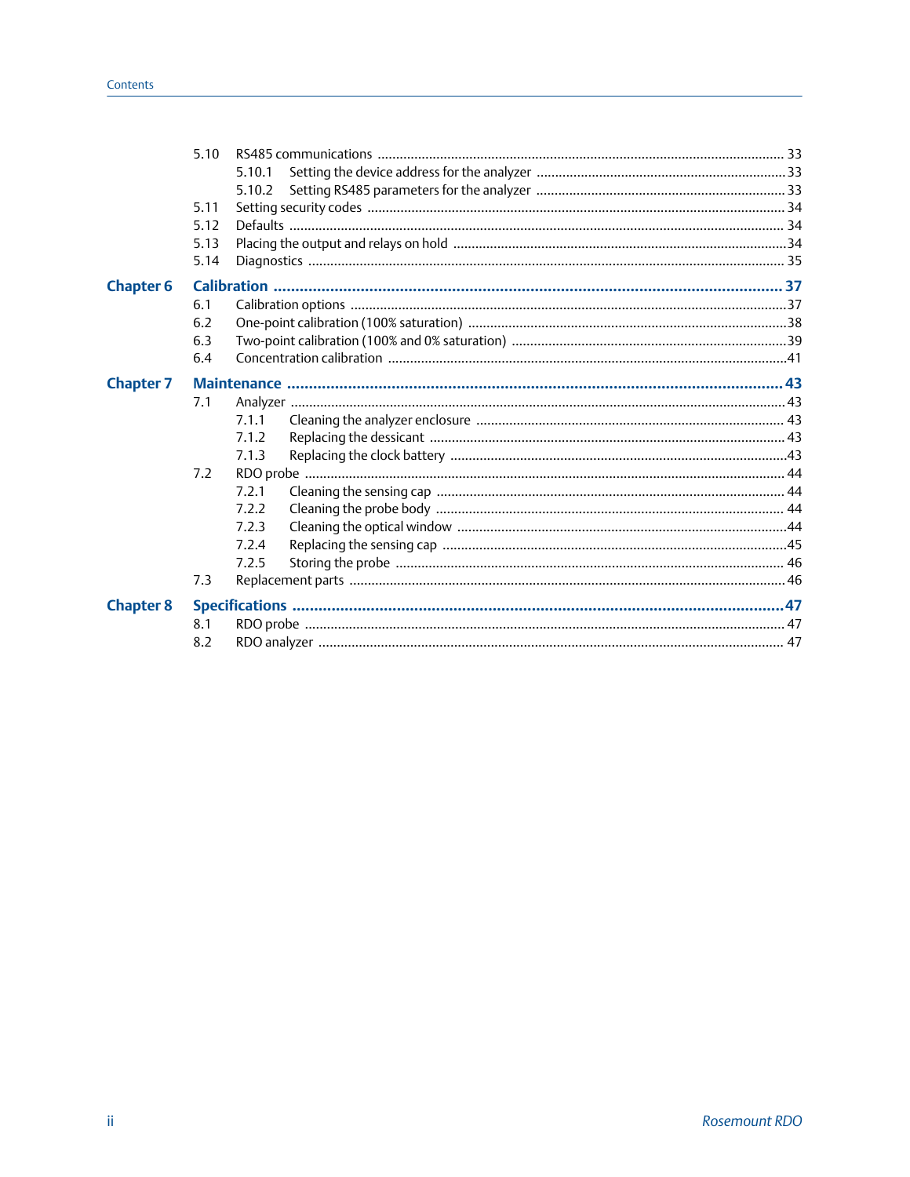5.10 RS485 communications ........ 33
  5.10.1 Setting the device address for the analyzer ........ 33
  5.10.2 Setting RS485 parameters for the analyzer ........ 33
5.11 Setting security codes ........ 34
5.12 Defaults ........ 34
5.13 Placing the output and relays on hold ........ 34
5.14 Diagnostics ........ 35

**Chapter 6 Calibration ........ 37**
6.1 Calibration options ........ 37
6.2 One-point calibration (100% saturation) ........ 38
6.3 Two-point calibration (100% and 0% saturation) ........ 39
6.4 Concentration calibration ........ 41

**Chapter 7 Maintenance ........ 43**
7.1 Analyzer ........ 43
  7.1.1 Cleaning the analyzer enclosure ........ 43
  7.1.2 Replacing the dessicant ........ 43
  7.1.3 Replacing the clock battery ........ 43
7.2 RDO probe ........ 44
  7.2.1 Cleaning the sensing cap ........ 44
  7.2.2 Cleaning the probe body ........ 44
  7.2.3 Cleaning the optical window ........ 44
  7.2.4 Replacing the sensing cap ........ 45
  7.2.5 Storing the probe ........ 46
7.3 Replacement parts ........ 46

**Chapter 8 Specifications ........ 47**
8.1 RDO probe ........ 47
8.2 RDO analyzer ........ 47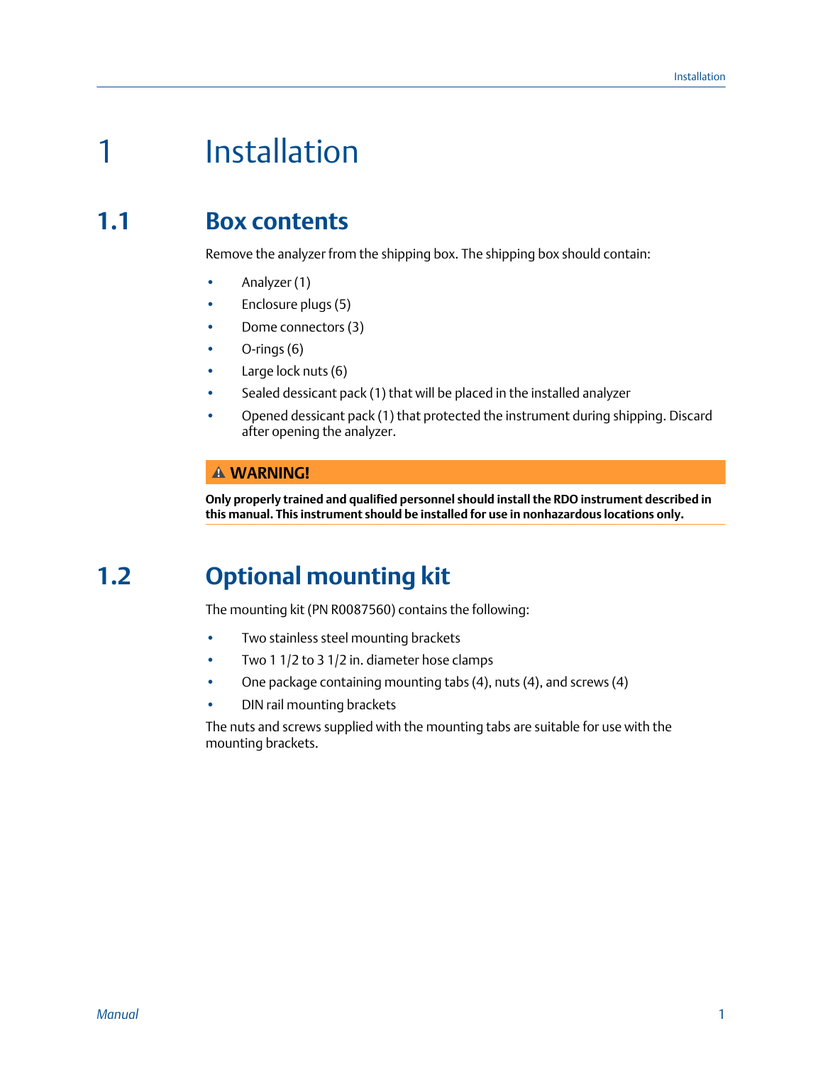# 1 Installation

## 1.1 Box contents

Remove the analyzer from the shipping box. The shipping box should contain:

- Analyzer (1)
- Enclosure plugs (5)
- Dome connectors (3)
- O-rings (6)
- Large lock nuts (6)
- Sealed dessicant pack (1) that will be placed in the installed analyzer
- Opened dessicant pack (1) that protected the instrument during shipping. Discard after opening the analyzer.

**⚠ WARNING!**

**Only properly trained and qualified personnel should install the RDO instrument described in this manual. This instrument should be installed for use in nonhazardous locations only.**

## 1.2 Optional mounting kit

The mounting kit (PN R0087560) contains the following:

- Two stainless steel mounting brackets
- Two 1 1/2 to 3 1/2 in. diameter hose clamps
- One package containing mounting tabs (4), nuts (4), and screws (4)
- DIN rail mounting brackets

The nuts and screws supplied with the mounting tabs are suitable for use with the mounting brackets.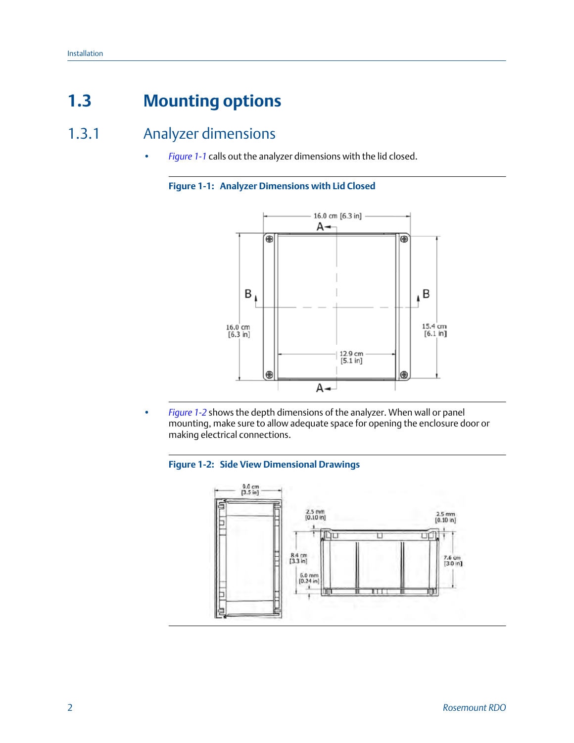## 1.3 Mounting options

### 1.3.1 Analyzer dimensions

- *Figure 1-1* calls out the analyzer dimensions with the lid closed.

**Figure 1-1: Analyzer Dimensions with Lid Closed**

16.0 cm [6.3 in]

A

B

B

16.0 cm
[6.3 in]

15.4 cm
[6.1 in]

12.9 cm
[5.1 in]

A

- *Figure 1-2* shows the depth dimensions of the analyzer. When wall or panel mounting, make sure to allow adequate space for opening the enclosure door or making electrical connections.

**Figure 1-2: Side View Dimensional Drawings**

9.0 cm
[3.5 in]

2.5 mm
[0.10 in]

2.5 mm
[0.10 in]

8.4 cm
[3.3 in]

6.0 mm
[0.24 in]

7.6 cm
[3.0 in]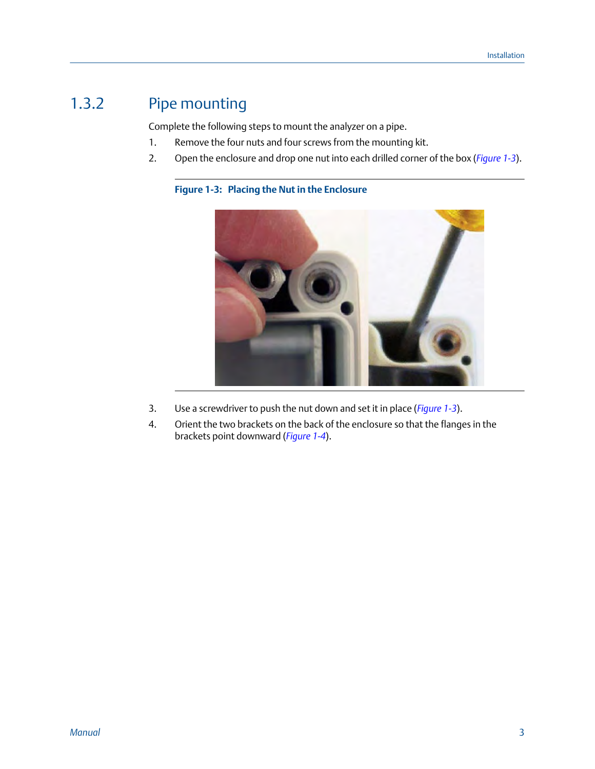## 1.3.2 Pipe mounting

Complete the following steps to mount the analyzer on a pipe.

1. Remove the four nuts and four screws from the mounting kit.
2. Open the enclosure and drop one nut into each drilled corner of the box (*Figure 1-3*).

**Figure 1-3: Placing the Nut in the Enclosure**

3. Use a screwdriver to push the nut down and set it in place (*Figure 1-3*).
4. Orient the two brackets on the back of the enclosure so that the flanges in the brackets point downward (*Figure 1-4*).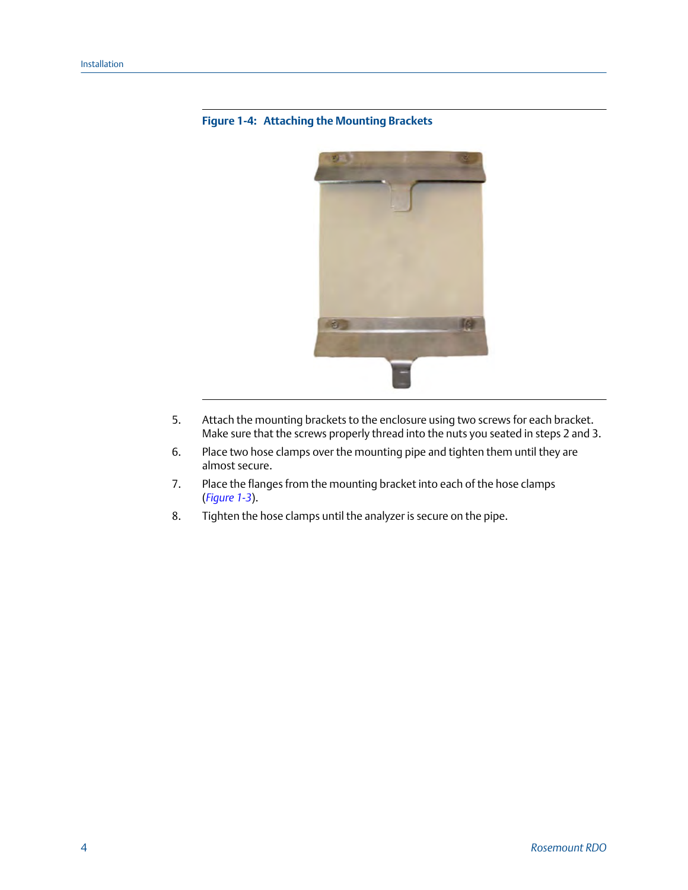**Figure 1-4: Attaching the Mounting Brackets**

5. Attach the mounting brackets to the enclosure using two screws for each bracket. Make sure that the screws properly thread into the nuts you seated in steps 2 and 3.
6. Place two hose clamps over the mounting pipe and tighten them until they are almost secure.
7. Place the flanges from the mounting bracket into each of the hose clamps (*Figure 1-3*).
8. Tighten the hose clamps until the analyzer is secure on the pipe.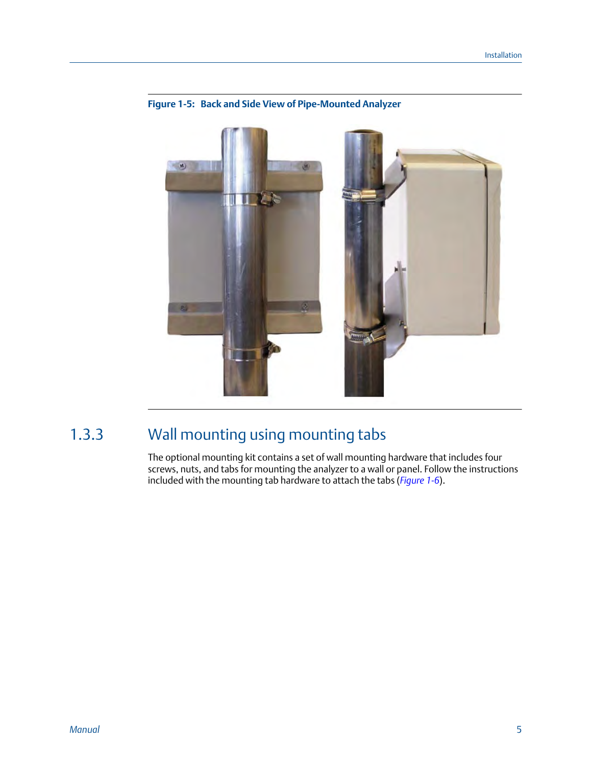**Figure 1-5: Back and Side View of Pipe-Mounted Analyzer**

## 1.3.3 Wall mounting using mounting tabs

The optional mounting kit contains a set of wall mounting hardware that includes four screws, nuts, and tabs for mounting the analyzer to a wall or panel. Follow the instructions included with the mounting tab hardware to attach the tabs (*Figure 1-6*).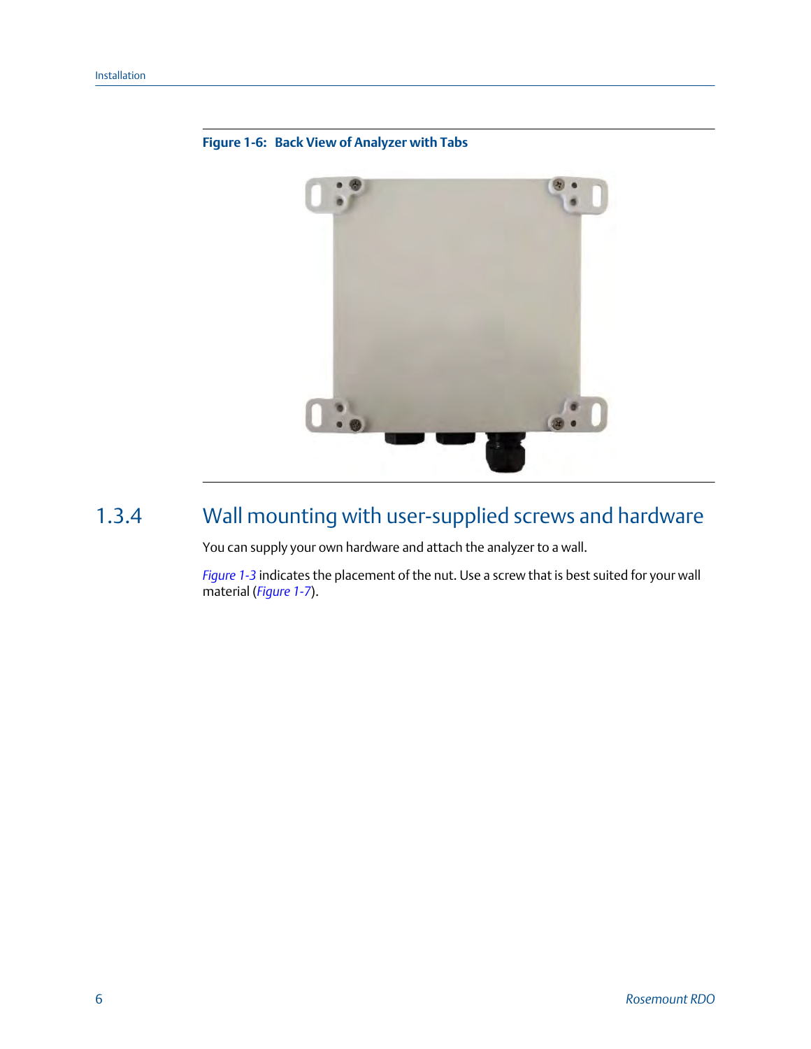**Figure 1-6: Back View of Analyzer with Tabs**

## 1.3.4 Wall mounting with user-supplied screws and hardware

You can supply your own hardware and attach the analyzer to a wall.

*Figure 1-3* indicates the placement of the nut. Use a screw that is best suited for your wall material (*Figure 1-7*).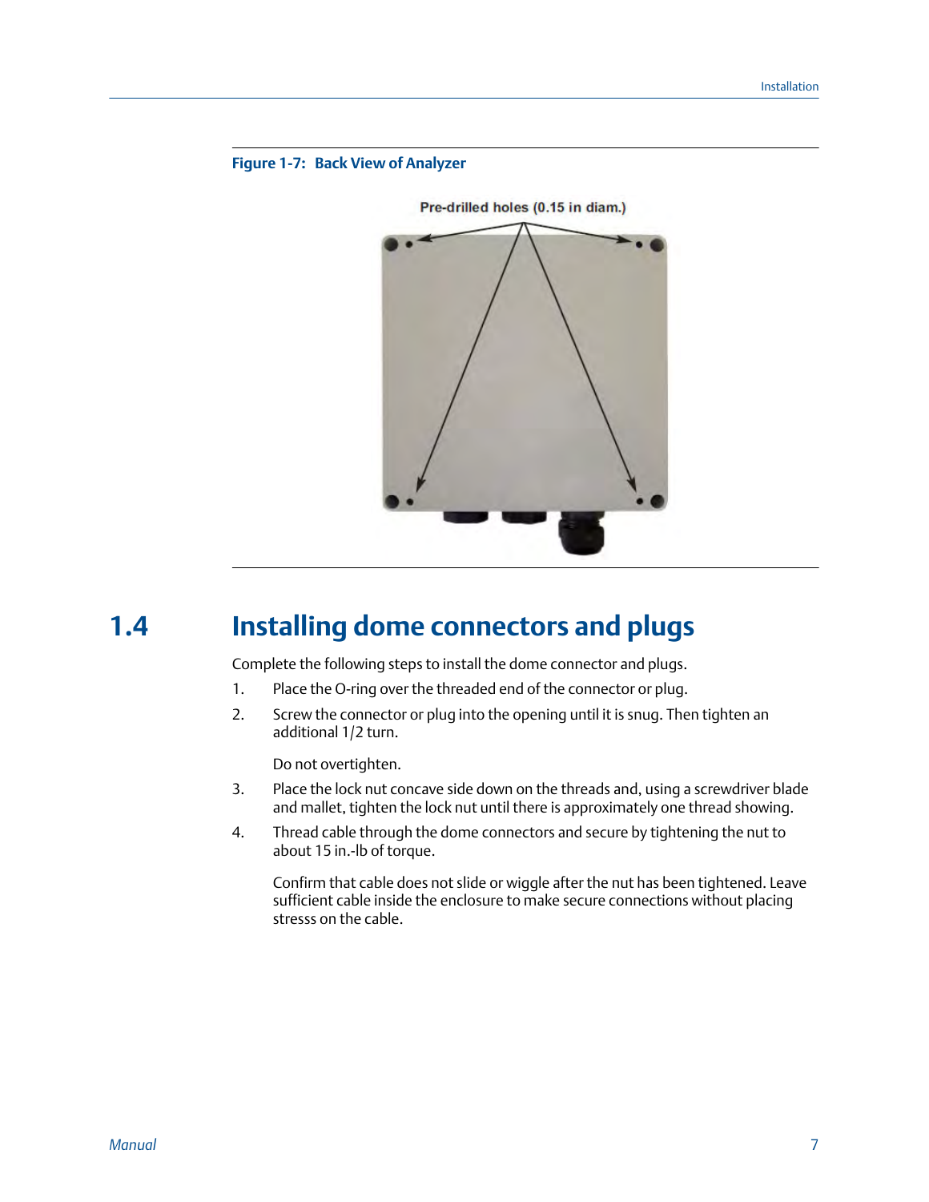**Figure 1-7: Back View of Analyzer**

Pre-drilled holes (0.15 in diam.)

## 1.4 Installing dome connectors and plugs

Complete the following steps to install the dome connector and plugs.

1. Place the O-ring over the threaded end of the connector or plug.
2. Screw the connector or plug into the opening until it is snug. Then tighten an additional 1/2 turn.

   Do not overtighten.
3. Place the lock nut concave side down on the threads and, using a screwdriver blade and mallet, tighten the lock nut until there is approximately one thread showing.
4. Thread cable through the dome connectors and secure by tightening the nut to about 15 in.-lb of torque.

   Confirm that cable does not slide or wiggle after the nut has been tightened. Leave sufficient cable inside the enclosure to make secure connections without placing stresss on the cable.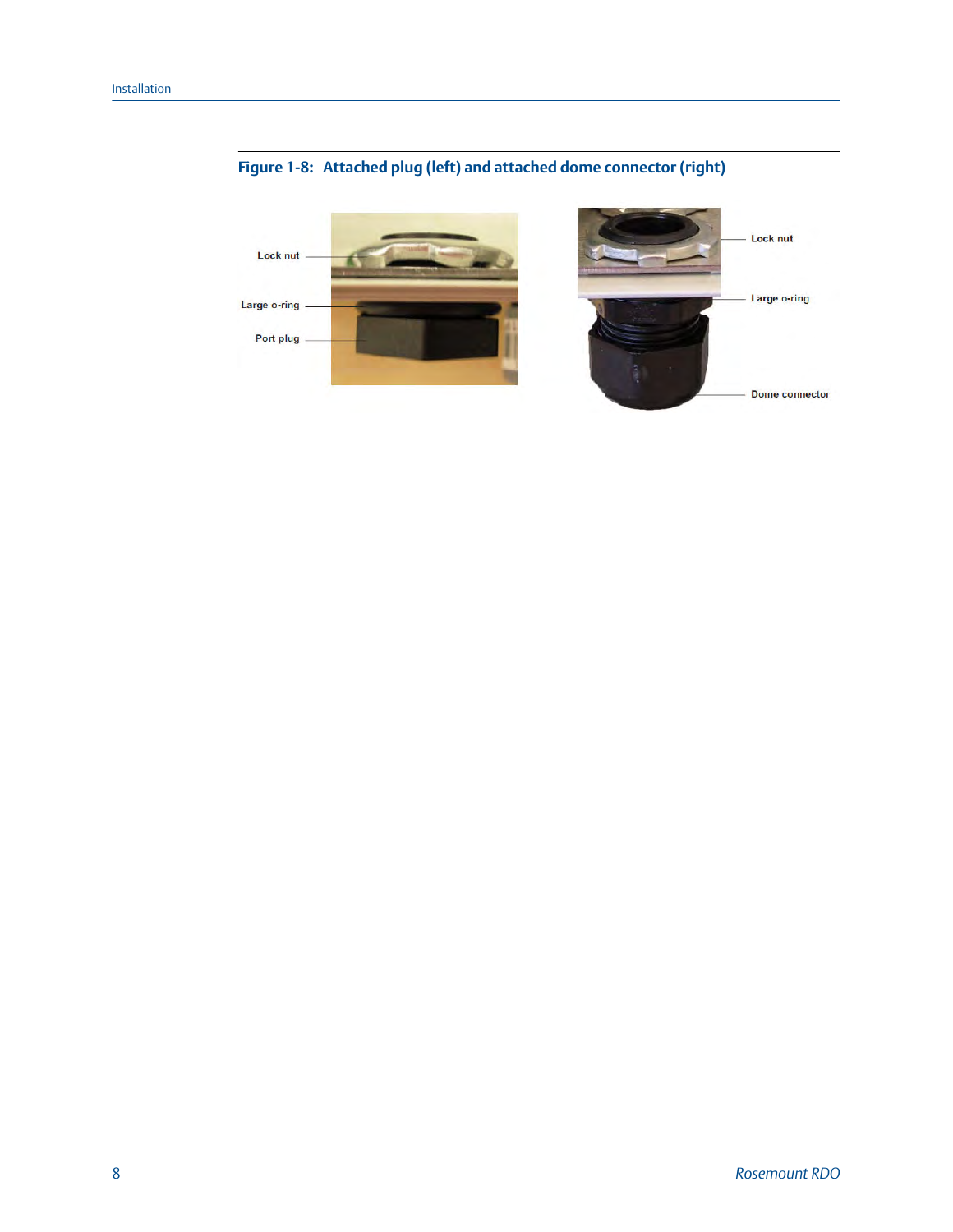**Figure 1-8: Attached plug (left) and attached dome connector (right)**

Lock nut

Large o-ring

Port plug

Lock nut

Large o-ring

Dome connector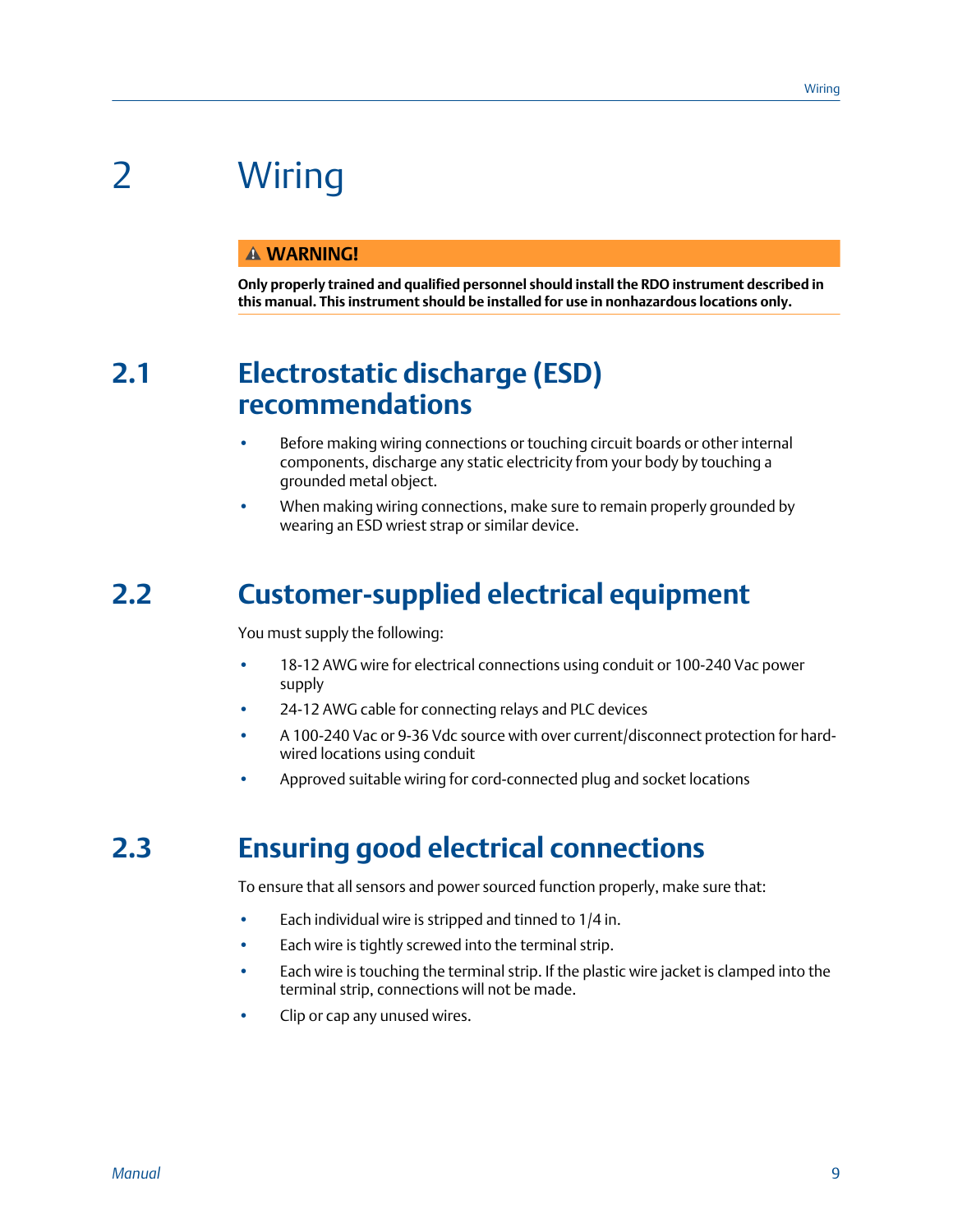# 2 Wiring

**⚠ WARNING!**

**Only properly trained and qualified personnel should install the RDO instrument described in this manual. This instrument should be installed for use in nonhazardous locations only.**

## 2.1 Electrostatic discharge (ESD) recommendations

- Before making wiring connections or touching circuit boards or other internal components, discharge any static electricity from your body by touching a grounded metal object.
- When making wiring connections, make sure to remain properly grounded by wearing an ESD wriest strap or similar device.

## 2.2 Customer-supplied electrical equipment

You must supply the following:

- 18-12 AWG wire for electrical connections using conduit or 100-240 Vac power supply
- 24-12 AWG cable for connecting relays and PLC devices
- A 100-240 Vac or 9-36 Vdc source with over current/disconnect protection for hard-wired locations using conduit
- Approved suitable wiring for cord-connected plug and socket locations

## 2.3 Ensuring good electrical connections

To ensure that all sensors and power sourced function properly, make sure that:

- Each individual wire is stripped and tinned to 1/4 in.
- Each wire is tightly screwed into the terminal strip.
- Each wire is touching the terminal strip. If the plastic wire jacket is clamped into the terminal strip, connections will not be made.
- Clip or cap any unused wires.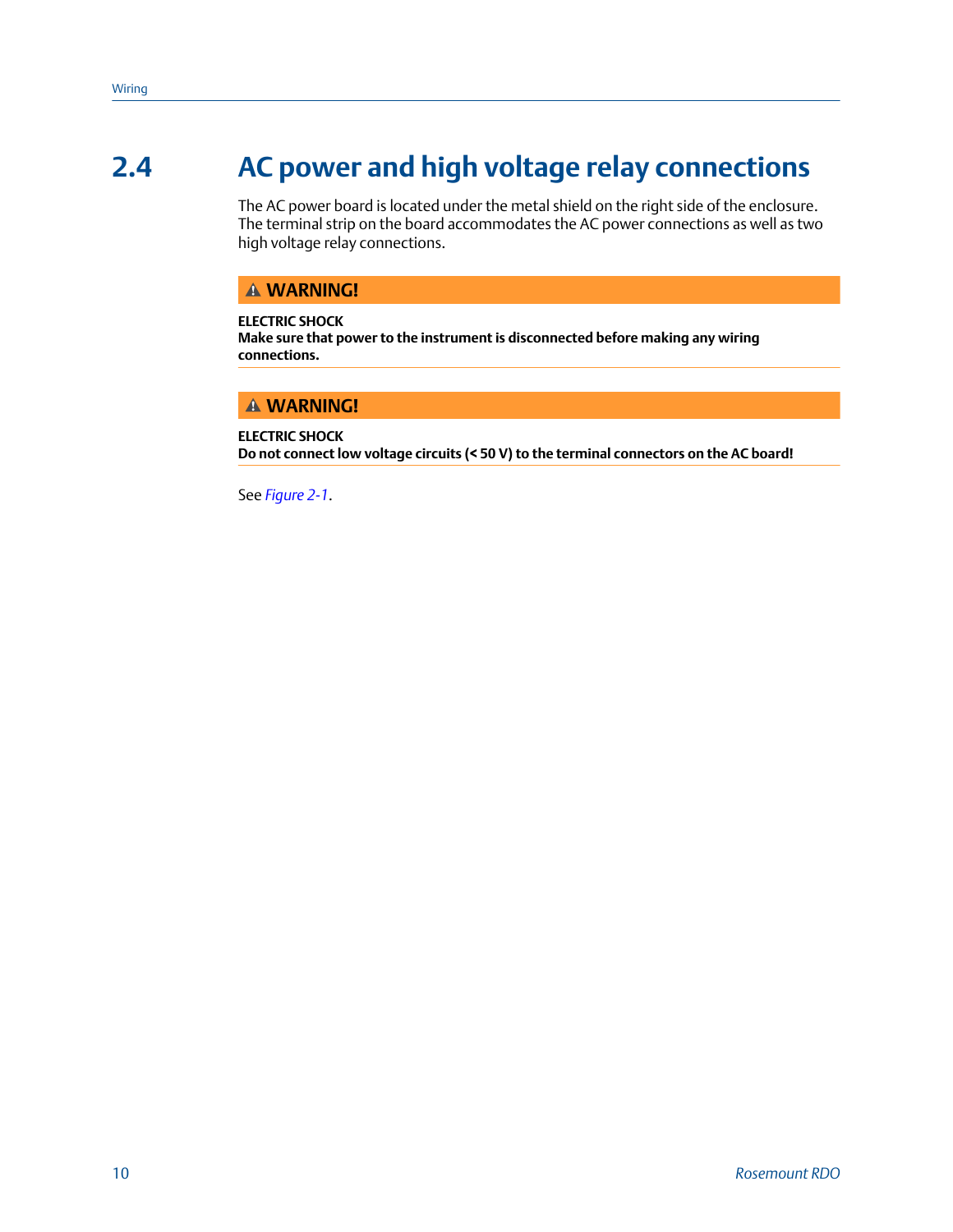## 2.4 AC power and high voltage relay connections

The AC power board is located under the metal shield on the right side of the enclosure. The terminal strip on the board accommodates the AC power connections as well as two high voltage relay connections.

**⚠ WARNING!**

**ELECTRIC SHOCK**
**Make sure that power to the instrument is disconnected before making any wiring connections.**

**⚠ WARNING!**

**ELECTRIC SHOCK**
**Do not connect low voltage circuits (< 50 V) to the terminal connectors on the AC board!**

See *Figure 2-1*.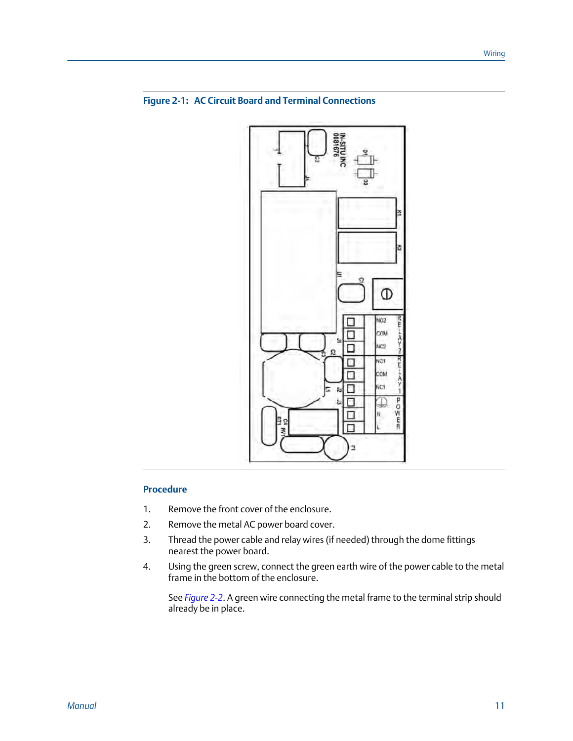**Figure 2-1: AC Circuit Board and Terminal Connections**

### Procedure

1. Remove the front cover of the enclosure.
2. Remove the metal AC power board cover.
3. Thread the power cable and relay wires (if needed) through the dome fittings nearest the power board.
4. Using the green screw, connect the green earth wire of the power cable to the metal frame in the bottom of the enclosure.

   See *Figure 2-2*. A green wire connecting the metal frame to the terminal strip should already be in place.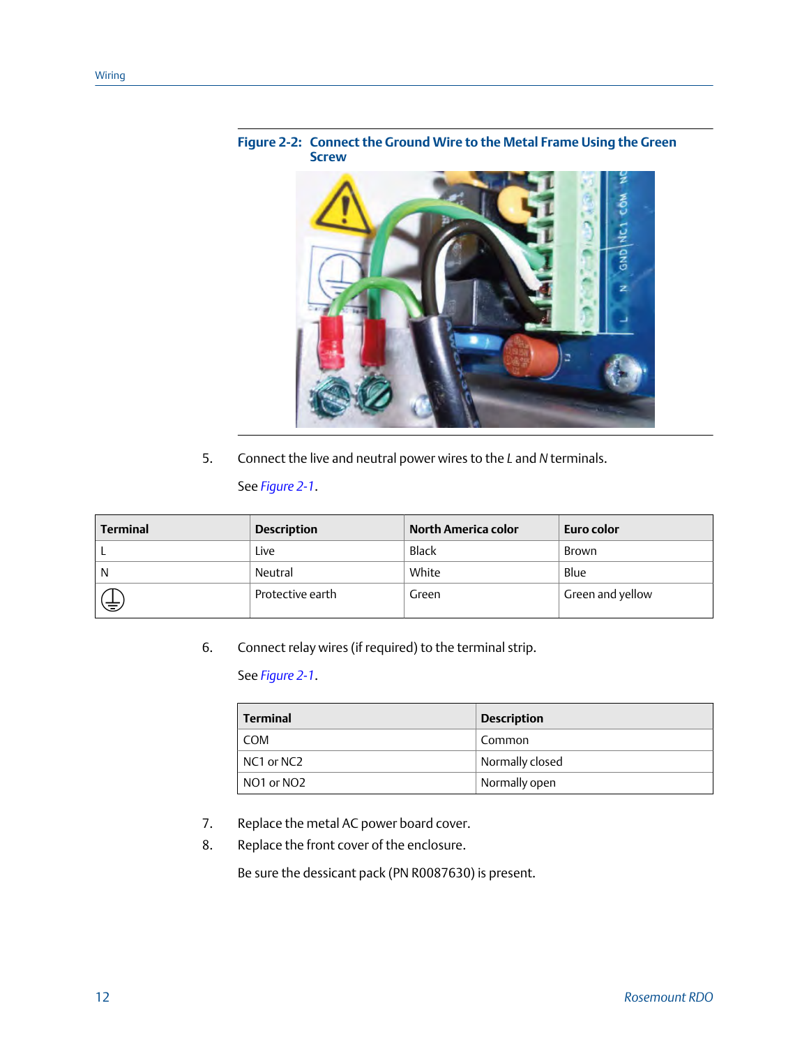**Figure 2-2: Connect the Ground Wire to the Metal Frame Using the Green Screw**

5. Connect the live and neutral power wires to the *L* and *N* terminals.

   See *Figure 2-1*.

| Terminal | Description | North America color | Euro color |
|---|---|---|---|
| L | Live | Black | Brown |
| N | Neutral | White | Blue |
| ⏚ | Protective earth | Green | Green and yellow |

6. Connect relay wires (if required) to the terminal strip.

   See *Figure 2-1*.

| Terminal | Description |
|---|---|
| COM | Common |
| NC1 or NC2 | Normally closed |
| NO1 or NO2 | Normally open |

7. Replace the metal AC power board cover.
8. Replace the front cover of the enclosure.

   Be sure the dessicant pack (PN R0087630) is present.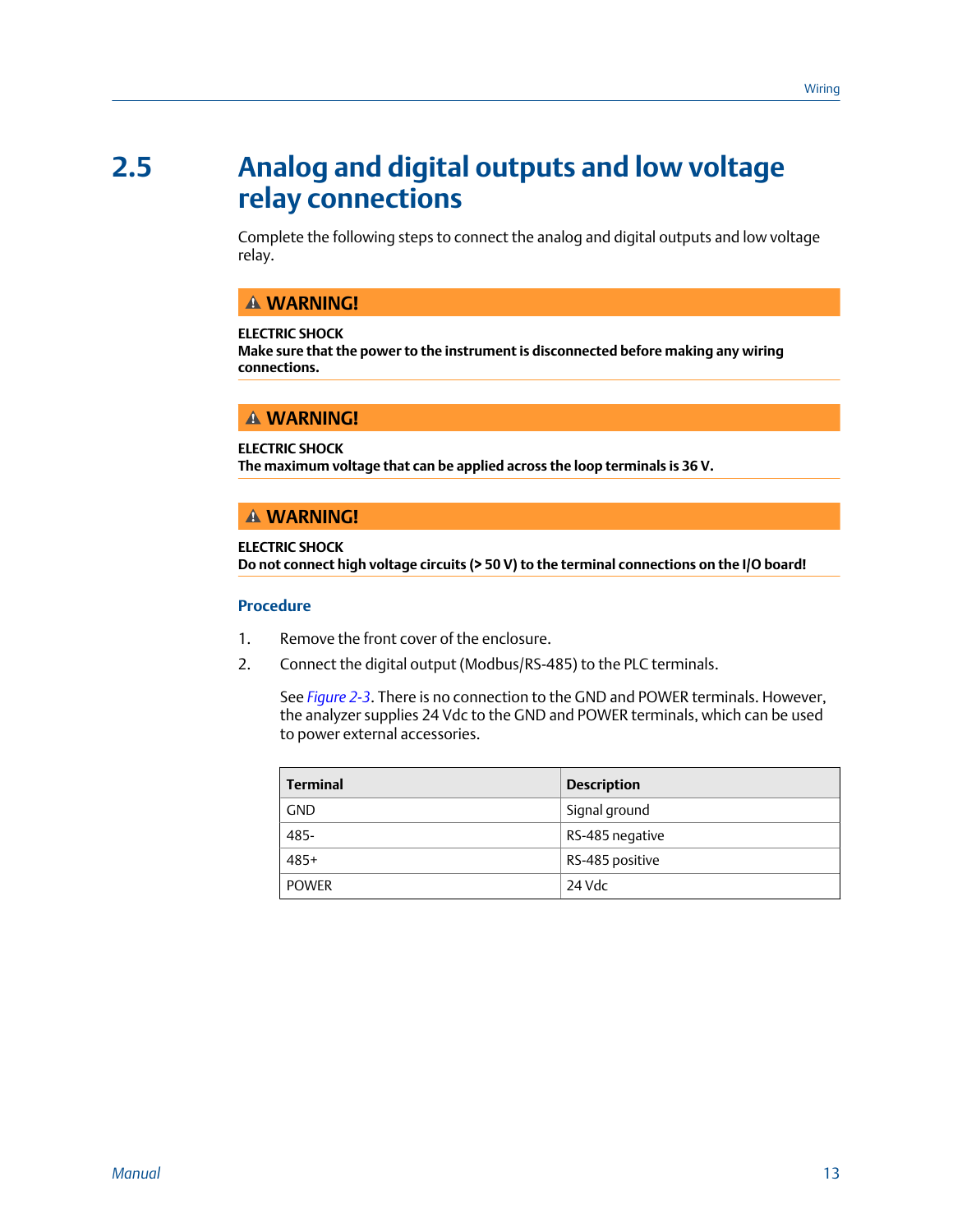## 2.5 Analog and digital outputs and low voltage relay connections

Complete the following steps to connect the analog and digital outputs and low voltage relay.

**⚠ WARNING!**

**ELECTRIC SHOCK**
**Make sure that the power to the instrument is disconnected before making any wiring connections.**

**⚠ WARNING!**

**ELECTRIC SHOCK**
**The maximum voltage that can be applied across the loop terminals is 36 V.**

**⚠ WARNING!**

**ELECTRIC SHOCK**
**Do not connect high voltage circuits (> 50 V) to the terminal connections on the I/O board!**

### Procedure

1. Remove the front cover of the enclosure.
2. Connect the digital output (Modbus/RS-485) to the PLC terminals.

   See *Figure 2-3*. There is no connection to the GND and POWER terminals. However, the analyzer supplies 24 Vdc to the GND and POWER terminals, which can be used to power external accessories.

| Terminal | Description |
| --- | --- |
| GND | Signal ground |
| 485- | RS-485 negative |
| 485+ | RS-485 positive |
| POWER | 24 Vdc |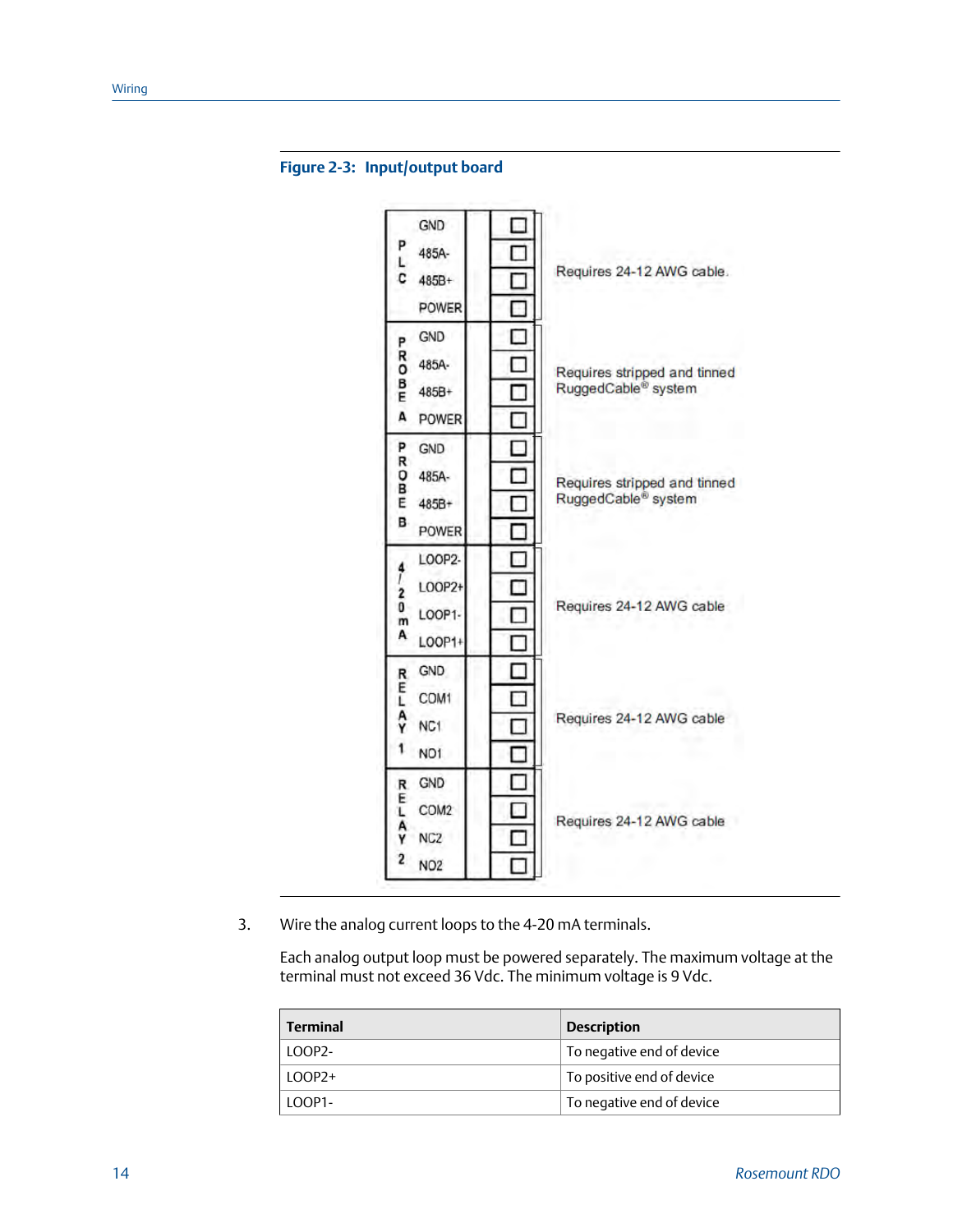**Figure 2-3: Input/output board**

PLC
GND
485A-
485B+
POWER
Requires 24-12 AWG cable.

PROBE A
GND
485A-
485B+
POWER
Requires stripped and tinned RuggedCable® system

PROBE B
GND
485A-
485B+
POWER
Requires stripped and tinned RuggedCable® system

4/20 mA
LOOP2-
LOOP2+
LOOP1-
LOOP1+
Requires 24-12 AWG cable

RELAY 1
GND
COM1
NC1
NO1
Requires 24-12 AWG cable

RELAY 2
GND
COM2
NC2
NO2
Requires 24-12 AWG cable

3. Wire the analog current loops to the 4-20 mA terminals.

   Each analog output loop must be powered separately. The maximum voltage at the terminal must not exceed 36 Vdc. The minimum voltage is 9 Vdc.

| Terminal | Description |
|---|---|
| LOOP2- | To negative end of device |
| LOOP2+ | To positive end of device |
| LOOP1- | To negative end of device |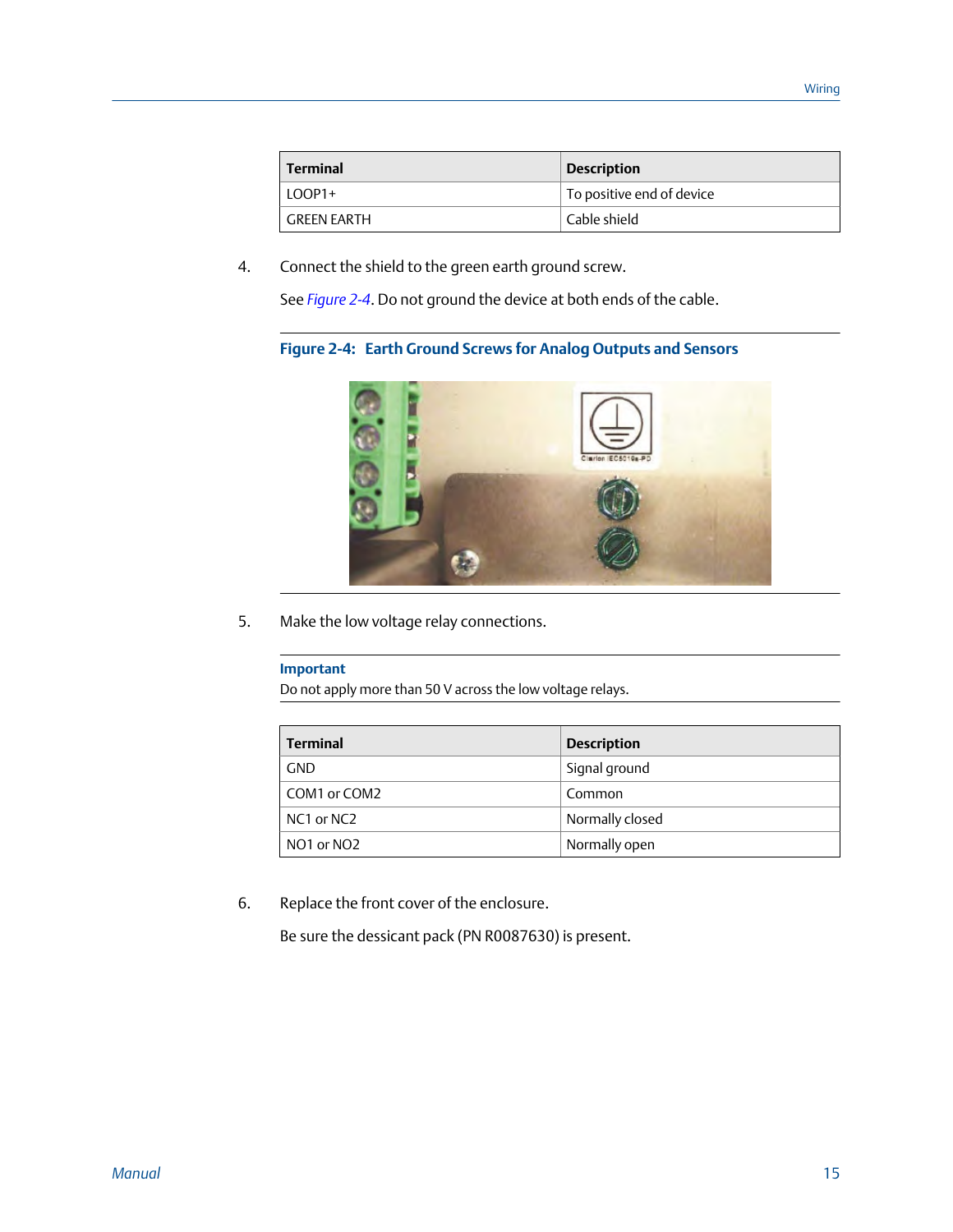| Terminal | Description |
| --- | --- |
| LOOP1+ | To positive end of device |
| GREEN EARTH | Cable shield |

4. Connect the shield to the green earth ground screw.

   See *Figure 2-4*. Do not ground the device at both ends of the cable.

**Figure 2-4: Earth Ground Screws for Analog Outputs and Sensors**

5. Make the low voltage relay connections.

**Important**
Do not apply more than 50 V across the low voltage relays.

| Terminal | Description |
| --- | --- |
| GND | Signal ground |
| COM1 or COM2 | Common |
| NC1 or NC2 | Normally closed |
| NO1 or NO2 | Normally open |

6. Replace the front cover of the enclosure.

   Be sure the dessicant pack (PN R0087630) is present.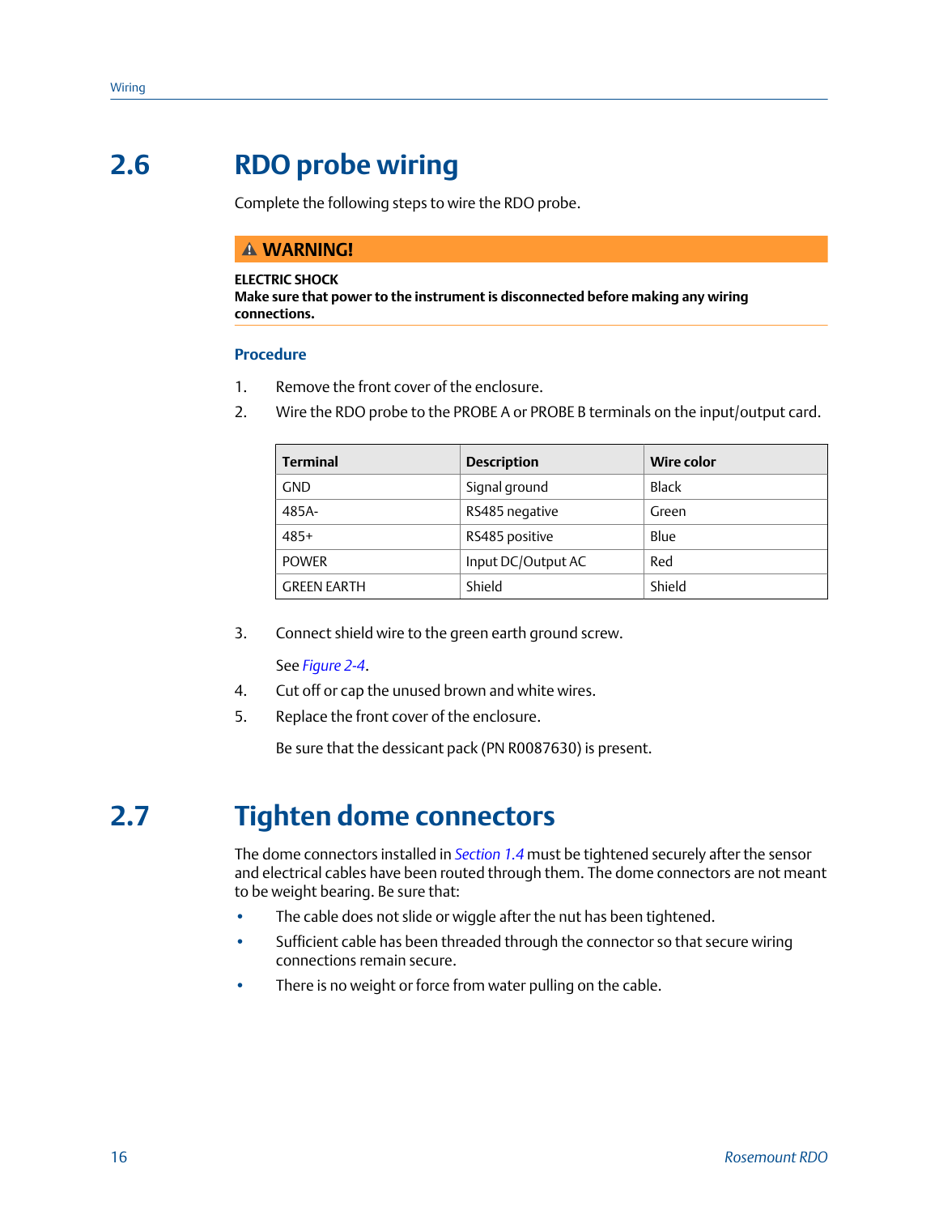## 2.6 RDO probe wiring

Complete the following steps to wire the RDO probe.

**⚠ WARNING!**

**ELECTRIC SHOCK**
**Make sure that power to the instrument is disconnected before making any wiring connections.**

### Procedure

1. Remove the front cover of the enclosure.
2. Wire the RDO probe to the PROBE A or PROBE B terminals on the input/output card.

| Terminal | Description | Wire color |
|---|---|---|
| GND | Signal ground | Black |
| 485A- | RS485 negative | Green |
| 485+ | RS485 positive | Blue |
| POWER | Input DC/Output AC | Red |
| GREEN EARTH | Shield | Shield |

3. Connect shield wire to the green earth ground screw.

   See *Figure 2-4*.
4. Cut off or cap the unused brown and white wires.
5. Replace the front cover of the enclosure.

   Be sure that the dessicant pack (PN R0087630) is present.

## 2.7 Tighten dome connectors

The dome connectors installed in *Section 1.4* must be tightened securely after the sensor and electrical cables have been routed through them. The dome connectors are not meant to be weight bearing. Be sure that:

- The cable does not slide or wiggle after the nut has been tightened.
- Sufficient cable has been threaded through the connector so that secure wiring connections remain secure.
- There is no weight or force from water pulling on the cable.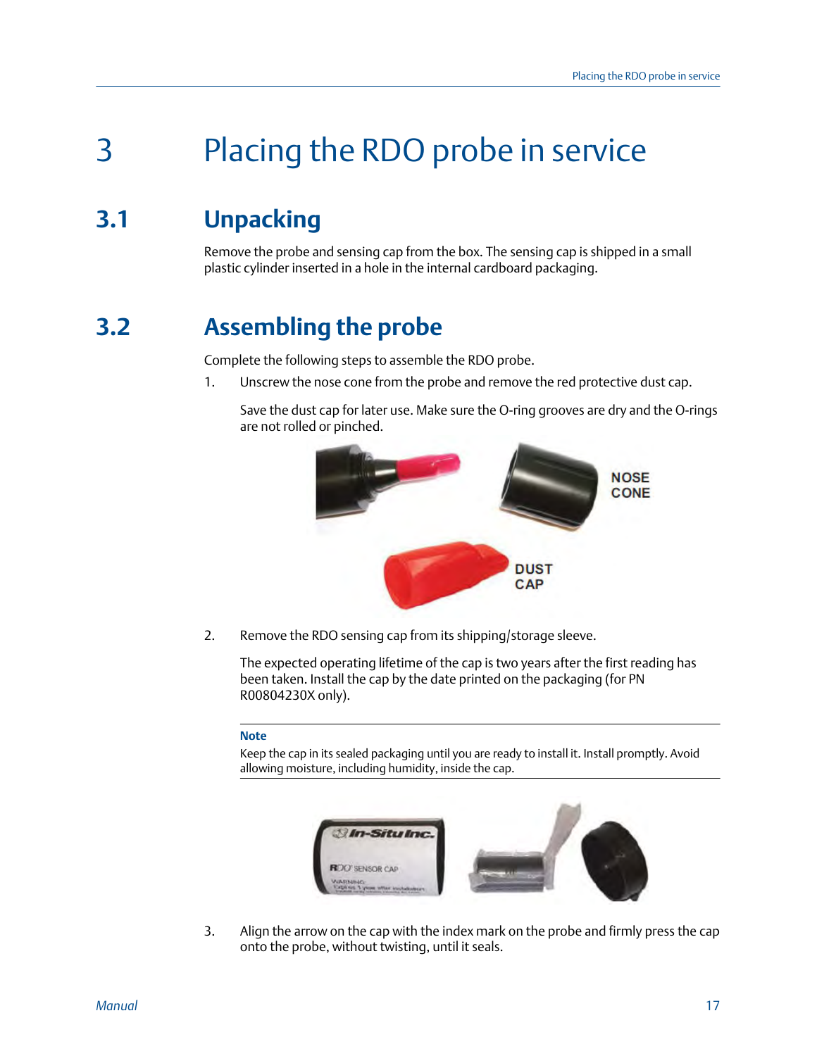# 3 Placing the RDO probe in service

## 3.1 Unpacking

Remove the probe and sensing cap from the box. The sensing cap is shipped in a small plastic cylinder inserted in a hole in the internal cardboard packaging.

## 3.2 Assembling the probe

Complete the following steps to assemble the RDO probe.

1. Unscrew the nose cone from the probe and remove the red protective dust cap.

   Save the dust cap for later use. Make sure the O-ring grooves are dry and the O-rings are not rolled or pinched.

   NOSE CONE

   DUST CAP

2. Remove the RDO sensing cap from its shipping/storage sleeve.

   The expected operating lifetime of the cap is two years after the first reading has been taken. Install the cap by the date printed on the packaging (for PN R00804230X only).

   **Note**

   Keep the cap in its sealed packaging until you are ready to install it. Install promptly. Avoid allowing moisture, including humidity, inside the cap.

3. Align the arrow on the cap with the index mark on the probe and firmly press the cap onto the probe, without twisting, until it seals.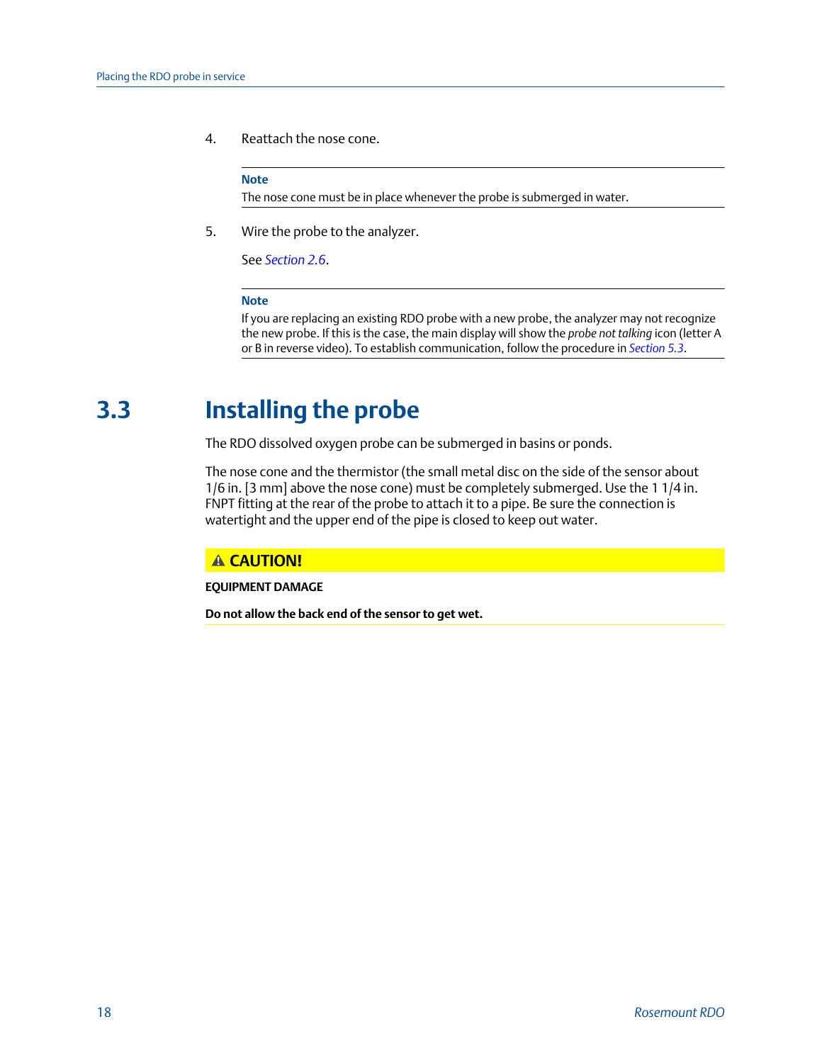4. Reattach the nose cone.

**Note**
The nose cone must be in place whenever the probe is submerged in water.

5. Wire the probe to the analyzer.

   See *Section 2.6*.

**Note**
If you are replacing an existing RDO probe with a new probe, the analyzer may not recognize the new probe. If this is the case, the main display will show the *probe not talking* icon (letter A or B in reverse video). To establish communication, follow the procedure in *Section 5.3*.

## 3.3 Installing the probe

The RDO dissolved oxygen probe can be submerged in basins or ponds.

The nose cone and the thermistor (the small metal disc on the side of the sensor about 1/6 in. [3 mm] above the nose cone) must be completely submerged. Use the 1 1/4 in. FNPT fitting at the rear of the probe to attach it to a pipe. Be sure the connection is watertight and the upper end of the pipe is closed to keep out water.

**⚠ CAUTION!**

**EQUIPMENT DAMAGE**

**Do not allow the back end of the sensor to get wet.**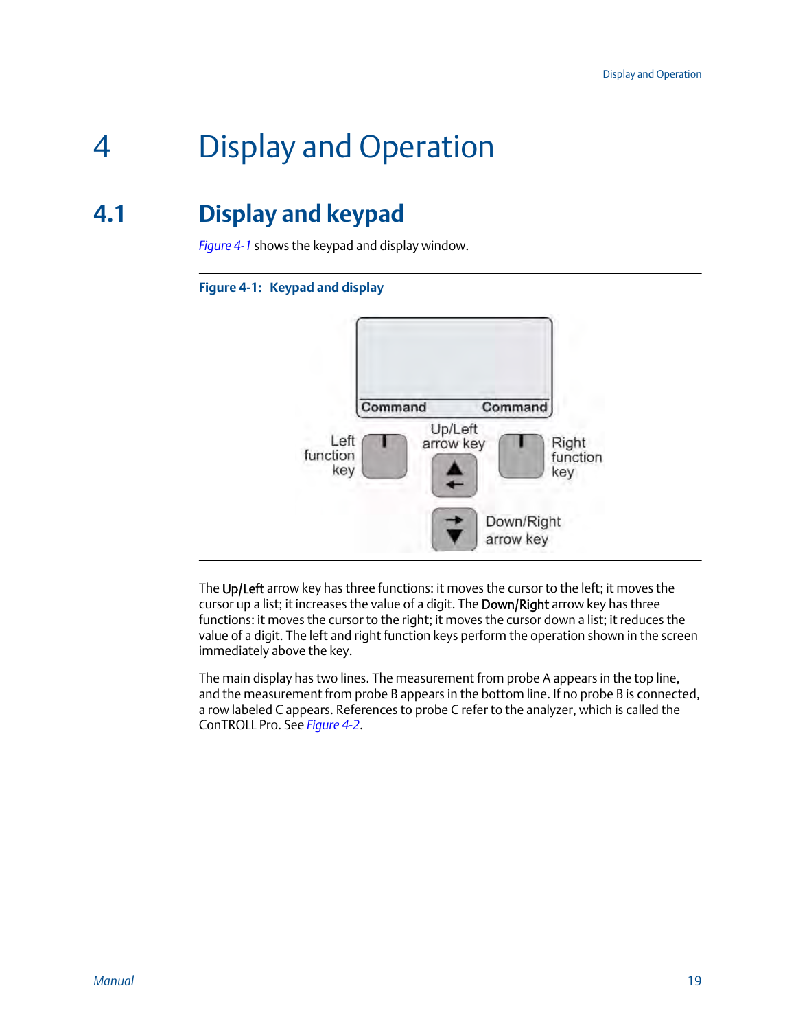# 4 Display and Operation

## 4.1 Display and keypad

*Figure 4-1* shows the keypad and display window.

**Figure 4-1: Keypad and display**

Command
Command
Up/Left arrow key
Left function key
Right function key
Down/Right arrow key

The **Up/Left** arrow key has three functions: it moves the cursor to the left; it moves the cursor up a list; it increases the value of a digit. The **Down/Right** arrow key has three functions: it moves the cursor to the right; it moves the cursor down a list; it reduces the value of a digit. The left and right function keys perform the operation shown in the screen immediately above the key.

The main display has two lines. The measurement from probe A appears in the top line, and the measurement from probe B appears in the bottom line. If no probe B is connected, a row labeled C appears. References to probe C refer to the analyzer, which is called the ConTROLL Pro. See *Figure 4-2*.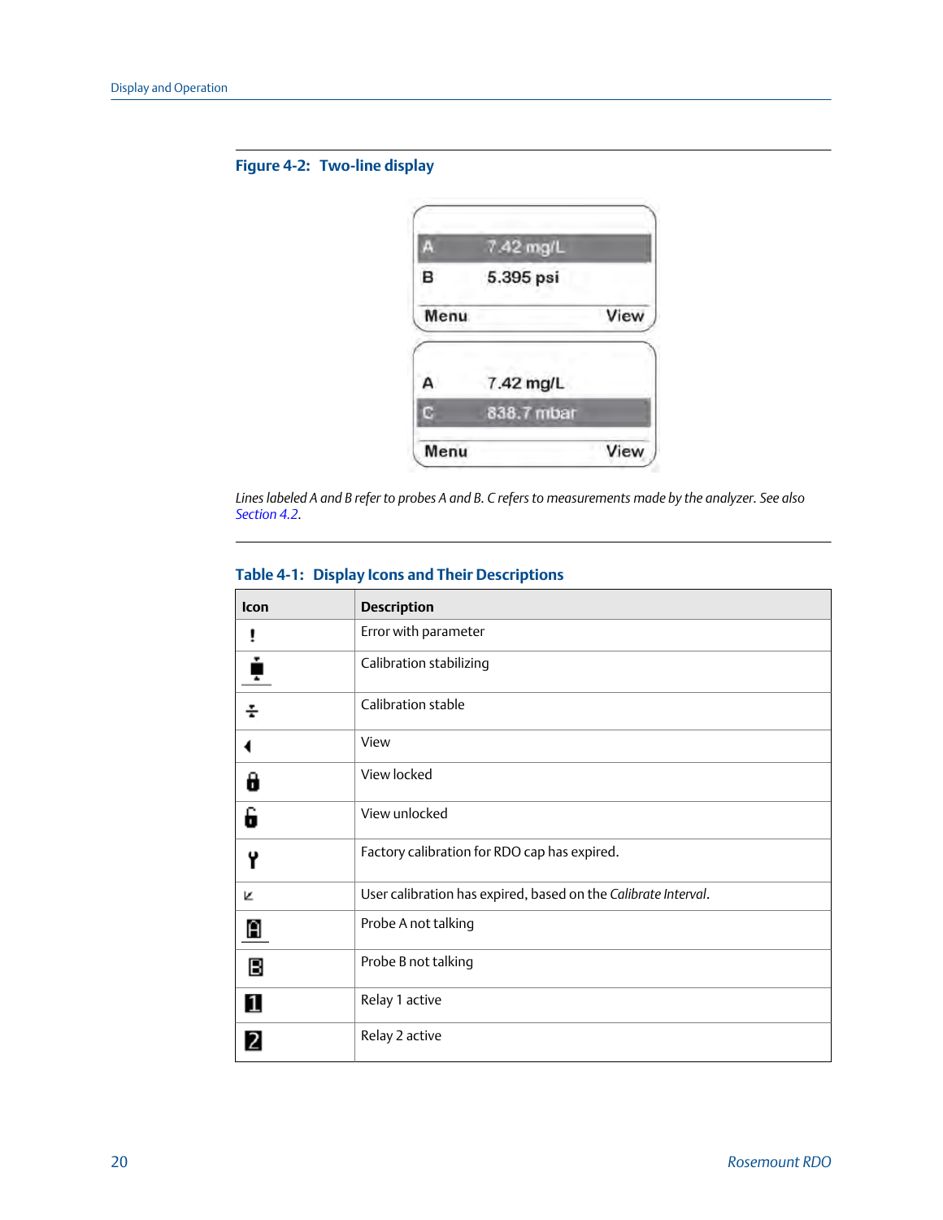## Figure 4-2: Two-line display

A 7.42 mg/L
B 5.395 psi
Menu View

A 7.42 mg/L
C 838.7 mbar
Menu View

*Lines labeled A and B refer to probes A and B. C refers to measurements made by the analyzer. See also Section 4.2.*

## Table 4-1: Display Icons and Their Descriptions

| Icon | Description |
|---|---|
| ! | Error with parameter |
| | Calibration stabilizing |
| | Calibration stable |
| | View |
| | View locked |
| | View unlocked |
| | Factory calibration for RDO cap has expired. |
| | User calibration has expired, based on the *Calibrate Interval*. |
| | Probe A not talking |
| | Probe B not talking |
| 1 | Relay 1 active |
| 2 | Relay 2 active |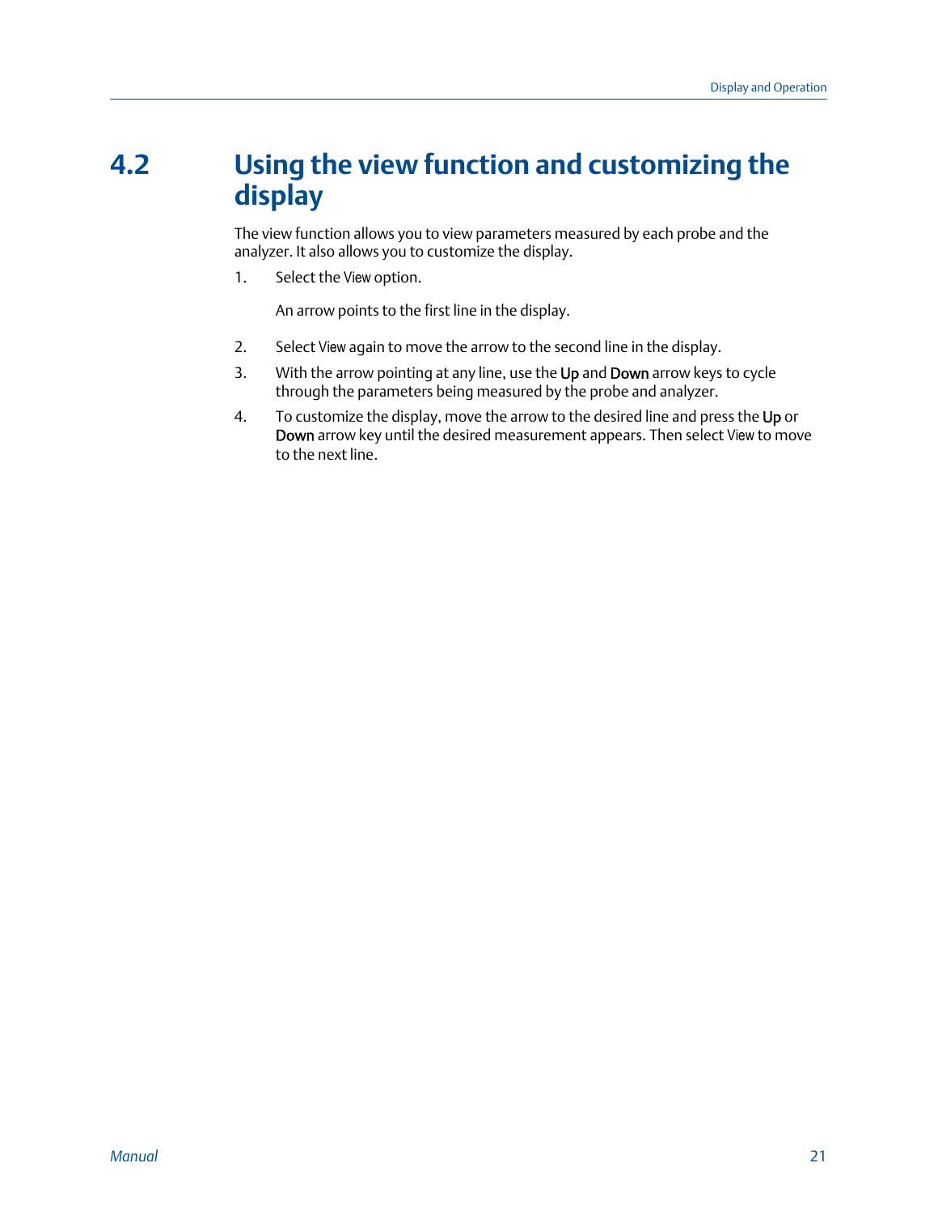## 4.2 Using the view function and customizing the display

The view function allows you to view parameters measured by each probe and the analyzer. It also allows you to customize the display.

1. Select the View option.

   An arrow points to the first line in the display.

2. Select View again to move the arrow to the second line in the display.
3. With the arrow pointing at any line, use the Up and Down arrow keys to cycle through the parameters being measured by the probe and analyzer.
4. To customize the display, move the arrow to the desired line and press the Up or Down arrow key until the desired measurement appears. Then select View to move to the next line.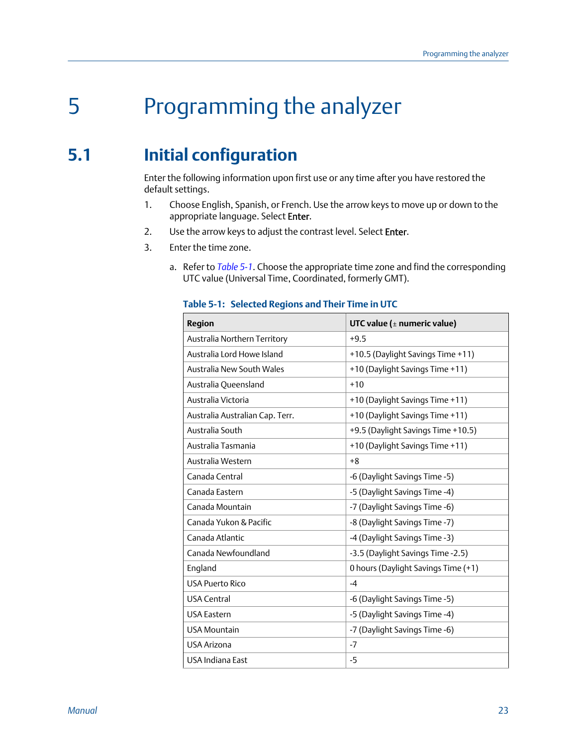# 5 Programming the analyzer

## 5.1 Initial configuration

Enter the following information upon first use or any time after you have restored the default settings.

1. Choose English, Spanish, or French. Use the arrow keys to move up or down to the appropriate language. Select **Enter**.
2. Use the arrow keys to adjust the contrast level. Select **Enter**.
3. Enter the time zone.

   a. Refer to *Table 5-1*. Choose the appropriate time zone and find the corresponding UTC value (Universal Time, Coordinated, formerly GMT).

**Table 5-1: Selected Regions and Their Time in UTC**

| Region | UTC value (± numeric value) |
|---|---|
| Australia Northern Territory | +9.5 |
| Australia Lord Howe Island | +10.5 (Daylight Savings Time +11) |
| Australia New South Wales | +10 (Daylight Savings Time +11) |
| Australia Queensland | +10 |
| Australia Victoria | +10 (Daylight Savings Time +11) |
| Australia Australian Cap. Terr. | +10 (Daylight Savings Time +11) |
| Australia South | +9.5 (Daylight Savings Time +10.5) |
| Australia Tasmania | +10 (Daylight Savings Time +11) |
| Australia Western | +8 |
| Canada Central | -6 (Daylight Savings Time -5) |
| Canada Eastern | -5 (Daylight Savings Time -4) |
| Canada Mountain | -7 (Daylight Savings Time -6) |
| Canada Yukon & Pacific | -8 (Daylight Savings Time -7) |
| Canada Atlantic | -4 (Daylight Savings Time -3) |
| Canada Newfoundland | -3.5 (Daylight Savings Time -2.5) |
| England | 0 hours (Daylight Savings Time (+1) |
| USA Puerto Rico | -4 |
| USA Central | -6 (Daylight Savings Time -5) |
| USA Eastern | -5 (Daylight Savings Time -4) |
| USA Mountain | -7 (Daylight Savings Time -6) |
| USA Arizona | -7 |
| USA Indiana East | -5 |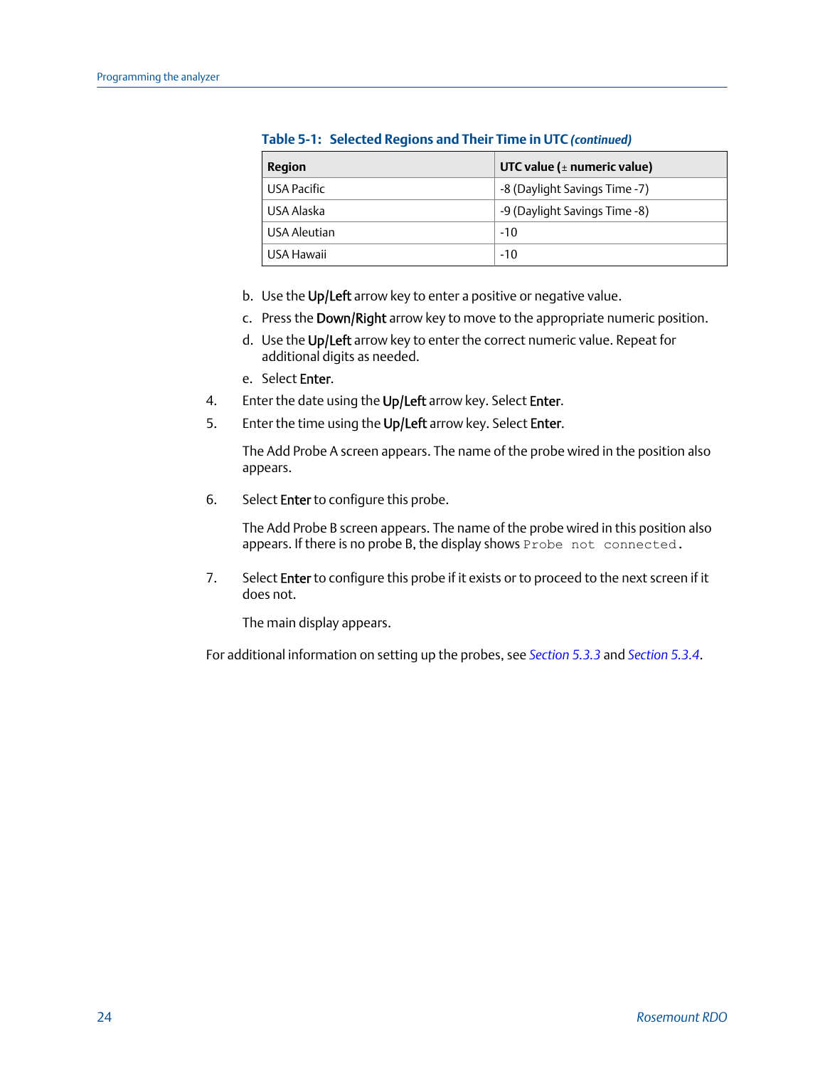**Table 5-1: Selected Regions and Their Time in UTC *(continued)***

| Region | UTC value (± numeric value) |
| --- | --- |
| USA Pacific | -8 (Daylight Savings Time -7) |
| USA Alaska | -9 (Daylight Savings Time -8) |
| USA Aleutian | -10 |
| USA Hawaii | -10 |

b. Use the **Up/Left** arrow key to enter a positive or negative value.

c. Press the **Down/Right** arrow key to move to the appropriate numeric position.

d. Use the **Up/Left** arrow key to enter the correct numeric value. Repeat for additional digits as needed.

e. Select **Enter**.

4. Enter the date using the **Up/Left** arrow key. Select **Enter**.

5. Enter the time using the **Up/Left** arrow key. Select **Enter**.

   The Add Probe A screen appears. The name of the probe wired in the position also appears.

6. Select **Enter** to configure this probe.

   The Add Probe B screen appears. The name of the probe wired in this position also appears. If there is no probe B, the display shows `Probe not connected`.

7. Select **Enter** to configure this probe if it exists or to proceed to the next screen if it does not.

   The main display appears.

For additional information on setting up the probes, see *Section 5.3.3* and *Section 5.3.4*.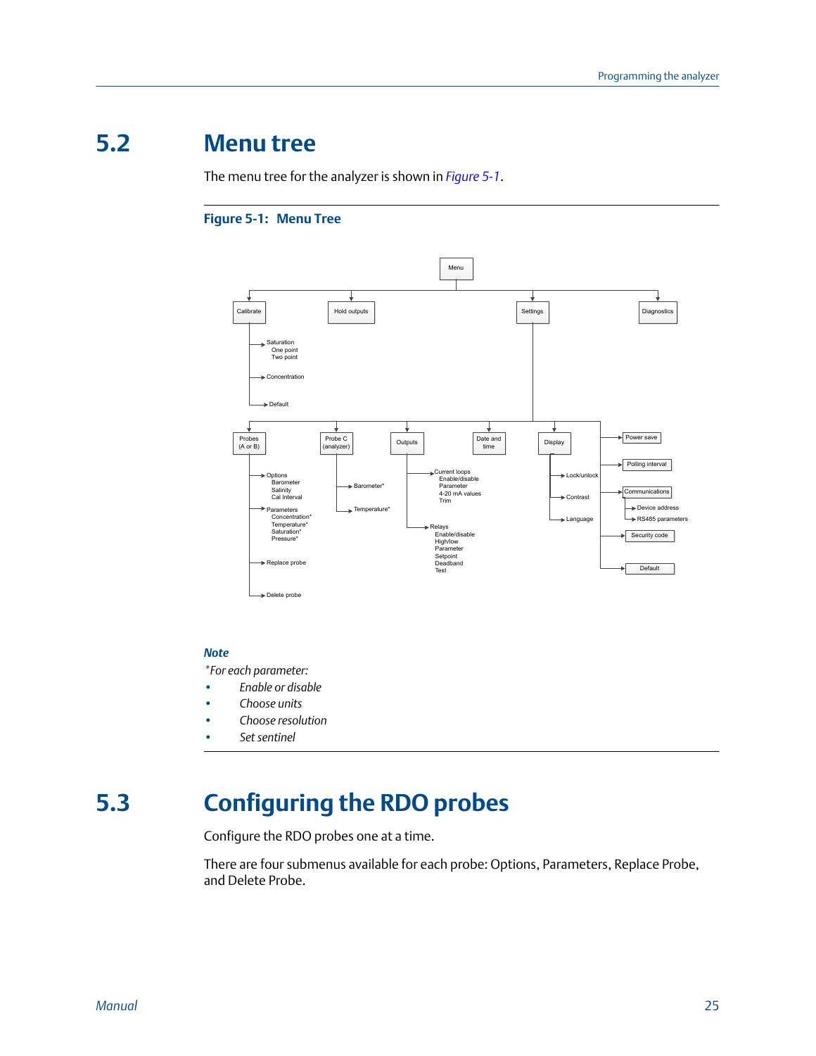## 5.2 Menu tree

The menu tree for the analyzer is shown in *Figure 5-1*.

### Figure 5-1: Menu Tree

Menu

Calibrate

Saturation
One point
Two point

Concentration

Default

Hold outputs

Settings

Diagnostics

Probes
(A or B)

Options
Barometer
Salinity
Cal Interval

Parameters
Concentration*
Temperature*
Saturation*
Pressure*

Replace probe

Delete probe

Probe C
(analyzer)

Barometer*

Temperature*

Outputs

Current loops
Enable/disable
Parameter
4-20 mA values
Trim

Relays
Enable/disable
High/low
Parameter
Setpoint
Deadband
Test

Date and
time

Display

Lock/unlock

Contrast

Language

Power save

Polling interval

Communications

Device address

RS485 parameters

Security code

Default

***Note***

**For each parameter:*

- *Enable or disable*
- *Choose units*
- *Choose resolution*
- *Set sentinel*

## 5.3 Configuring the RDO probes

Configure the RDO probes one at a time.

There are four submenus available for each probe: Options, Parameters, Replace Probe, and Delete Probe.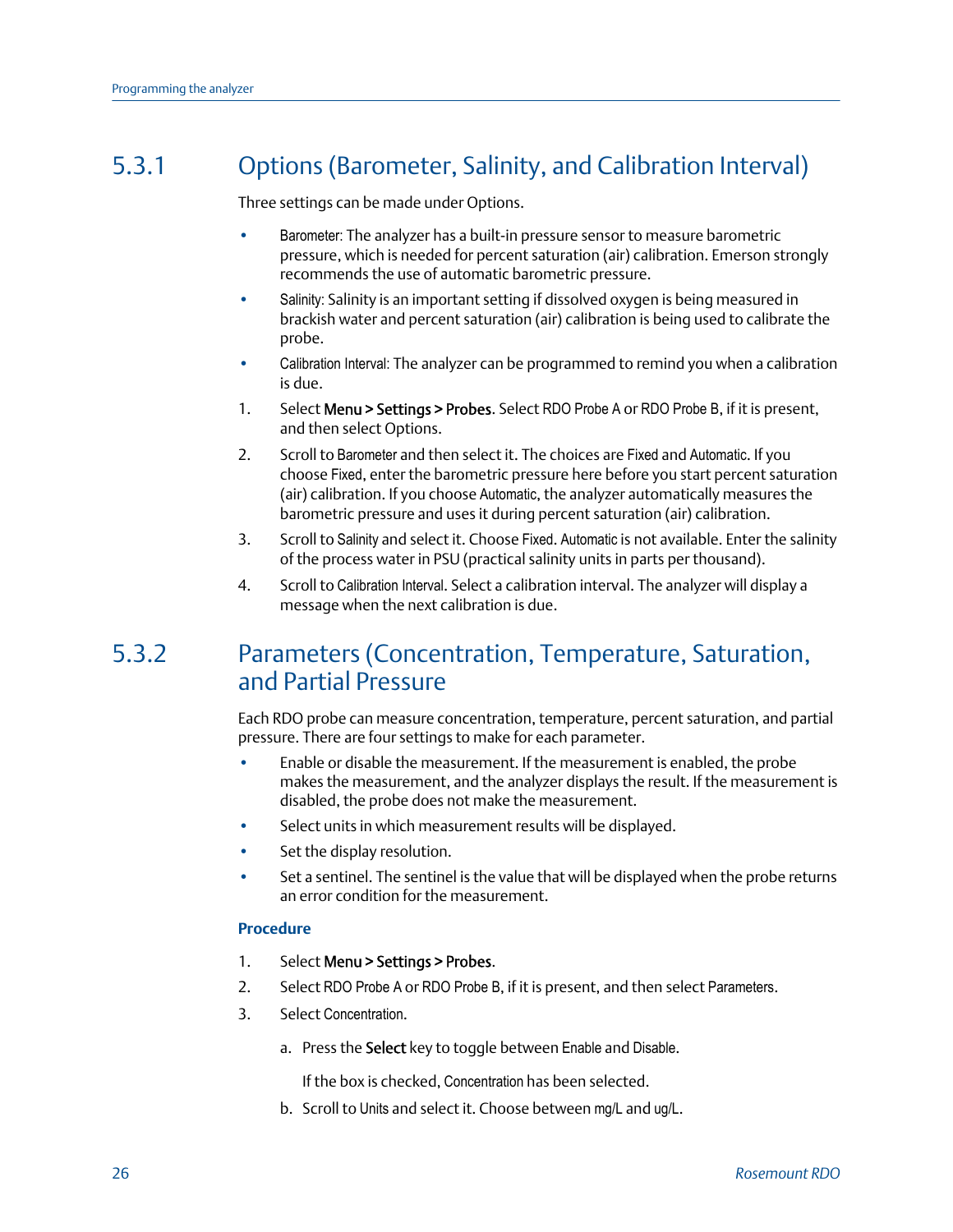## 5.3.1 Options (Barometer, Salinity, and Calibration Interval)

Three settings can be made under Options.

- Barometer: The analyzer has a built-in pressure sensor to measure barometric pressure, which is needed for percent saturation (air) calibration. Emerson strongly recommends the use of automatic barometric pressure.
- Salinity: Salinity is an important setting if dissolved oxygen is being measured in brackish water and percent saturation (air) calibration is being used to calibrate the probe.
- Calibration Interval: The analyzer can be programmed to remind you when a calibration is due.

1. Select **Menu > Settings > Probes**. Select RDO Probe A or RDO Probe B, if it is present, and then select Options.
2. Scroll to Barometer and then select it. The choices are Fixed and Automatic. If you choose Fixed, enter the barometric pressure here before you start percent saturation (air) calibration. If you choose Automatic, the analyzer automatically measures the barometric pressure and uses it during percent saturation (air) calibration.
3. Scroll to Salinity and select it. Choose Fixed. Automatic is not available. Enter the salinity of the process water in PSU (practical salinity units in parts per thousand).
4. Scroll to Calibration Interval. Select a calibration interval. The analyzer will display a message when the next calibration is due.

## 5.3.2 Parameters (Concentration, Temperature, Saturation, and Partial Pressure

Each RDO probe can measure concentration, temperature, percent saturation, and partial pressure. There are four settings to make for each parameter.

- Enable or disable the measurement. If the measurement is enabled, the probe makes the measurement, and the analyzer displays the result. If the measurement is disabled, the probe does not make the measurement.
- Select units in which measurement results will be displayed.
- Set the display resolution.
- Set a sentinel. The sentinel is the value that will be displayed when the probe returns an error condition for the measurement.

### Procedure

1. Select **Menu > Settings > Probes**.
2. Select RDO Probe A or RDO Probe B, if it is present, and then select Parameters.
3. Select Concentration.
   a. Press the **Select** key to toggle between Enable and Disable.

      If the box is checked, Concentration has been selected.
   b. Scroll to Units and select it. Choose between mg/L and ug/L.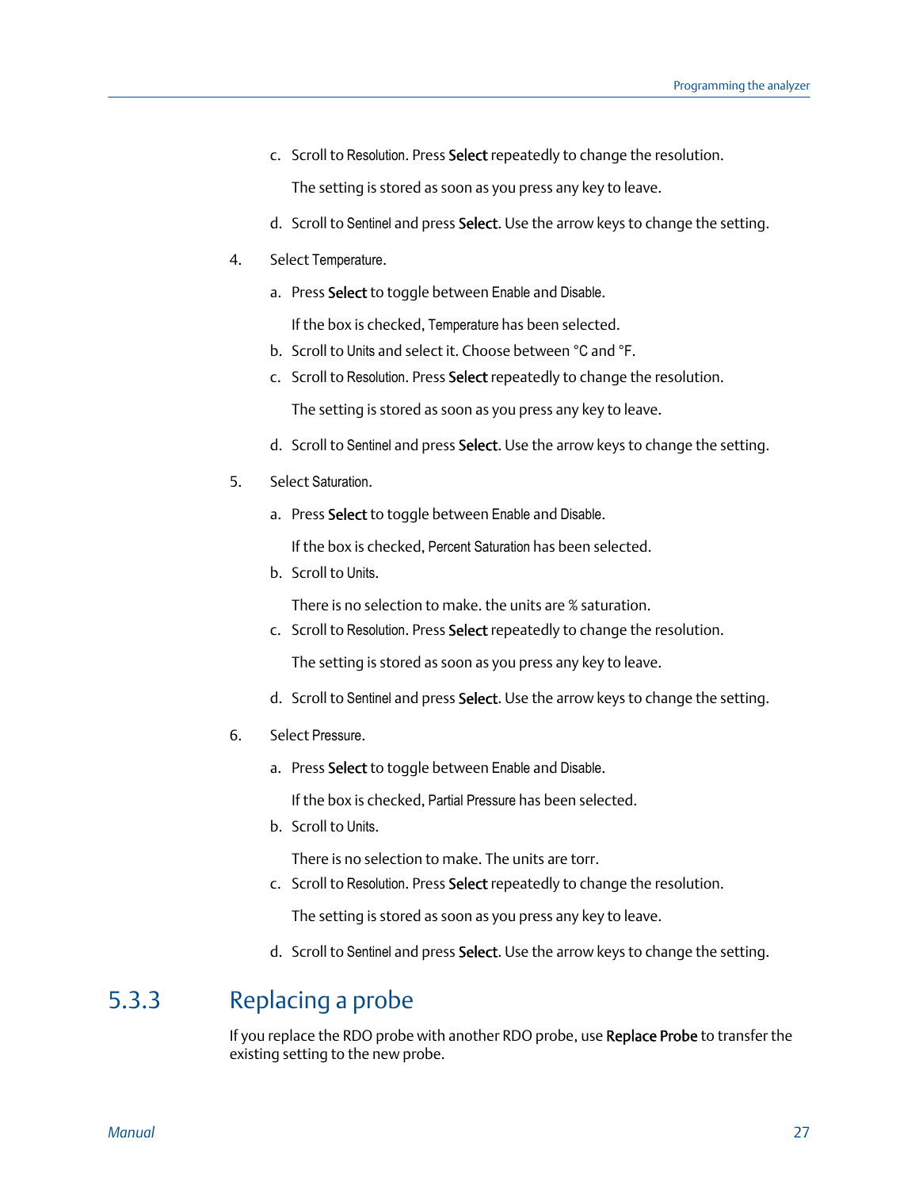c. Scroll to Resolution. Press **Select** repeatedly to change the resolution.

   The setting is stored as soon as you press any key to leave.

d. Scroll to Sentinel and press **Select**. Use the arrow keys to change the setting.

4. Select Temperature.

   a. Press **Select** to toggle between Enable and Disable.

      If the box is checked, Temperature has been selected.

   b. Scroll to Units and select it. Choose between °C and °F.

   c. Scroll to Resolution. Press **Select** repeatedly to change the resolution.

      The setting is stored as soon as you press any key to leave.

   d. Scroll to Sentinel and press **Select**. Use the arrow keys to change the setting.

5. Select Saturation.

   a. Press **Select** to toggle between Enable and Disable.

      If the box is checked, Percent Saturation has been selected.

   b. Scroll to Units.

      There is no selection to make. the units are % saturation.

   c. Scroll to Resolution. Press **Select** repeatedly to change the resolution.

      The setting is stored as soon as you press any key to leave.

   d. Scroll to Sentinel and press **Select**. Use the arrow keys to change the setting.

6. Select Pressure.

   a. Press **Select** to toggle between Enable and Disable.

      If the box is checked, Partial Pressure has been selected.

   b. Scroll to Units.

      There is no selection to make. The units are torr.

   c. Scroll to Resolution. Press **Select** repeatedly to change the resolution.

      The setting is stored as soon as you press any key to leave.

   d. Scroll to Sentinel and press **Select**. Use the arrow keys to change the setting.

### 5.3.3 Replacing a probe

If you replace the RDO probe with another RDO probe, use **Replace Probe** to transfer the existing setting to the new probe.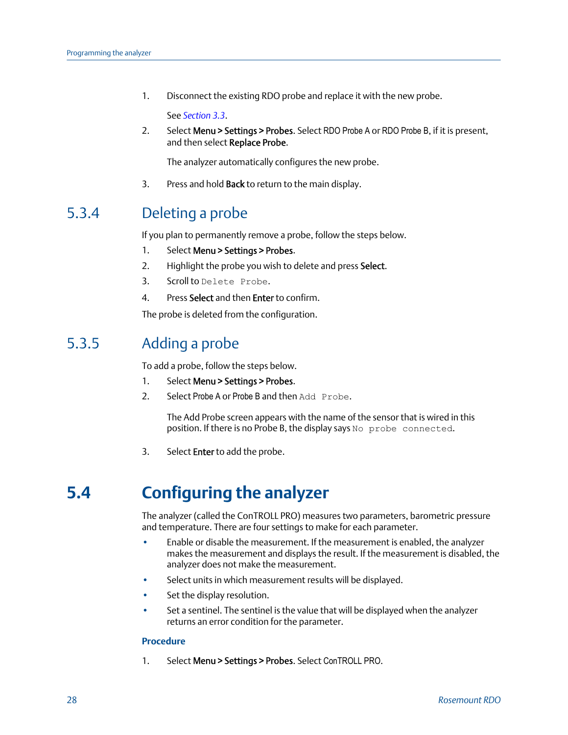1. Disconnect the existing RDO probe and replace it with the new probe.

   See *Section 3.3*.

2. Select **Menu > Settings > Probes**. Select RDO Probe A or RDO Probe B, if it is present, and then select **Replace Probe**.

   The analyzer automatically configures the new probe.

3. Press and hold **Back** to return to the main display.

### 5.3.4 Deleting a probe

If you plan to permanently remove a probe, follow the steps below.

1. Select **Menu > Settings > Probes**.
2. Highlight the probe you wish to delete and press **Select**.
3. Scroll to `Delete Probe`.
4. Press **Select** and then **Enter** to confirm.

The probe is deleted from the configuration.

### 5.3.5 Adding a probe

To add a probe, follow the steps below.

1. Select **Menu > Settings > Probes**.
2. Select Probe A or Probe B and then `Add Probe`.

   The Add Probe screen appears with the name of the sensor that is wired in this position. If there is no Probe B, the display says `No probe connected`.

3. Select **Enter** to add the probe.

## 5.4 Configuring the analyzer

The analyzer (called the ConTROLL PRO) measures two parameters, barometric pressure and temperature. There are four settings to make for each parameter.

- Enable or disable the measurement. If the measurement is enabled, the analyzer makes the measurement and displays the result. If the measurement is disabled, the analyzer does not make the measurement.
- Select units in which measurement results will be displayed.
- Set the display resolution.
- Set a sentinel. The sentinel is the value that will be displayed when the analyzer returns an error condition for the parameter.

#### Procedure

1. Select **Menu > Settings > Probes**. Select ConTROLL PRO.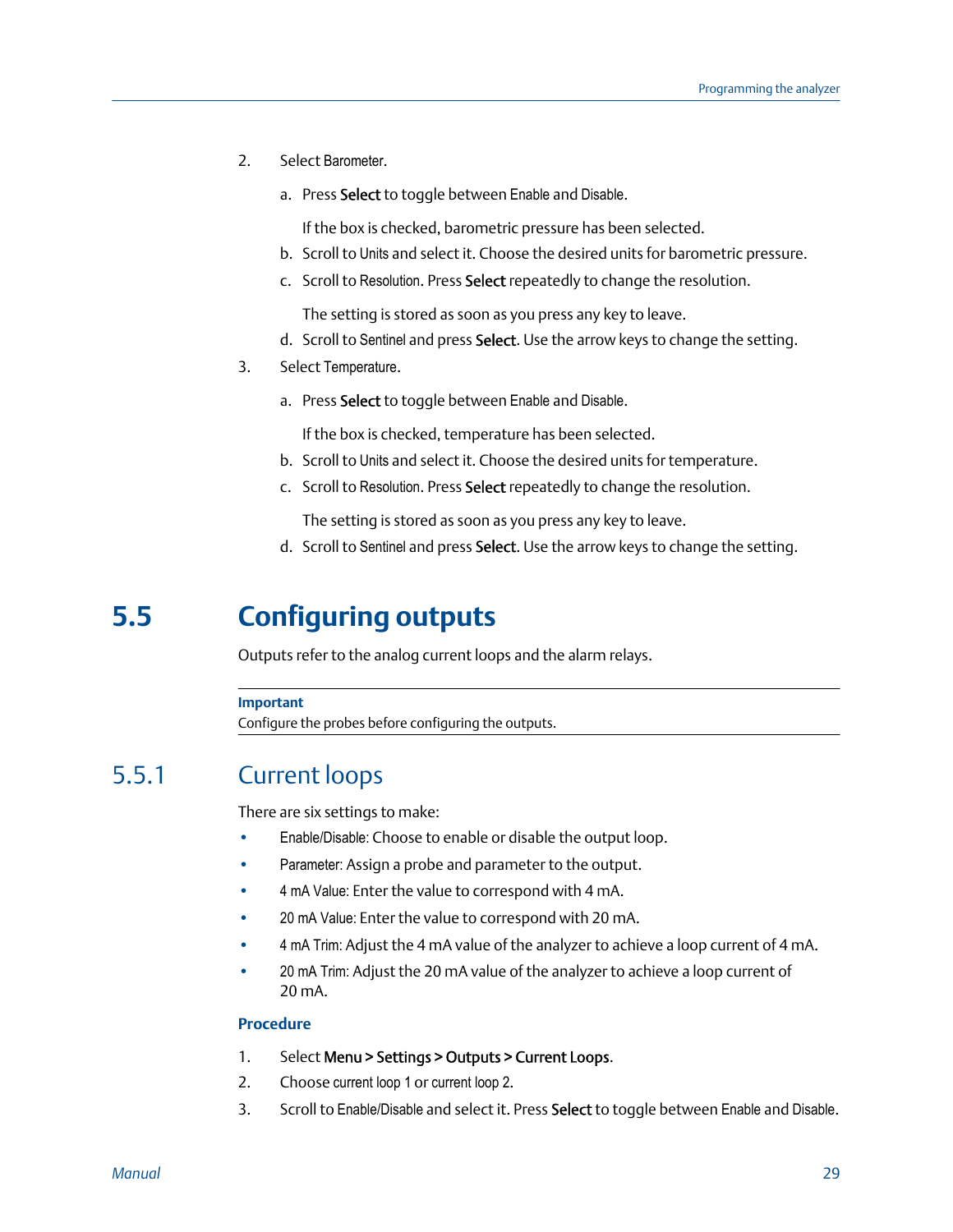2. Select Barometer.

   a. Press **Select** to toggle between Enable and Disable.

      If the box is checked, barometric pressure has been selected.

   b. Scroll to Units and select it. Choose the desired units for barometric pressure.

   c. Scroll to Resolution. Press **Select** repeatedly to change the resolution.

      The setting is stored as soon as you press any key to leave.

   d. Scroll to Sentinel and press **Select**. Use the arrow keys to change the setting.

3. Select Temperature.

   a. Press **Select** to toggle between Enable and Disable.

      If the box is checked, temperature has been selected.

   b. Scroll to Units and select it. Choose the desired units for temperature.

   c. Scroll to Resolution. Press **Select** repeatedly to change the resolution.

      The setting is stored as soon as you press any key to leave.

   d. Scroll to Sentinel and press **Select**. Use the arrow keys to change the setting.

# 5.5 Configuring outputs

Outputs refer to the analog current loops and the alarm relays.

---

**Important**

Configure the probes before configuring the outputs.

---

## 5.5.1 Current loops

There are six settings to make:

- Enable/Disable: Choose to enable or disable the output loop.
- Parameter: Assign a probe and parameter to the output.
- 4 mA Value: Enter the value to correspond with 4 mA.
- 20 mA Value: Enter the value to correspond with 20 mA.
- 4 mA Trim: Adjust the 4 mA value of the analyzer to achieve a loop current of 4 mA.
- 20 mA Trim: Adjust the 20 mA value of the analyzer to achieve a loop current of 20 mA.

**Procedure**

1. Select **Menu > Settings > Outputs > Current Loops**.
2. Choose current loop 1 or current loop 2.
3. Scroll to Enable/Disable and select it. Press **Select** to toggle between Enable and Disable.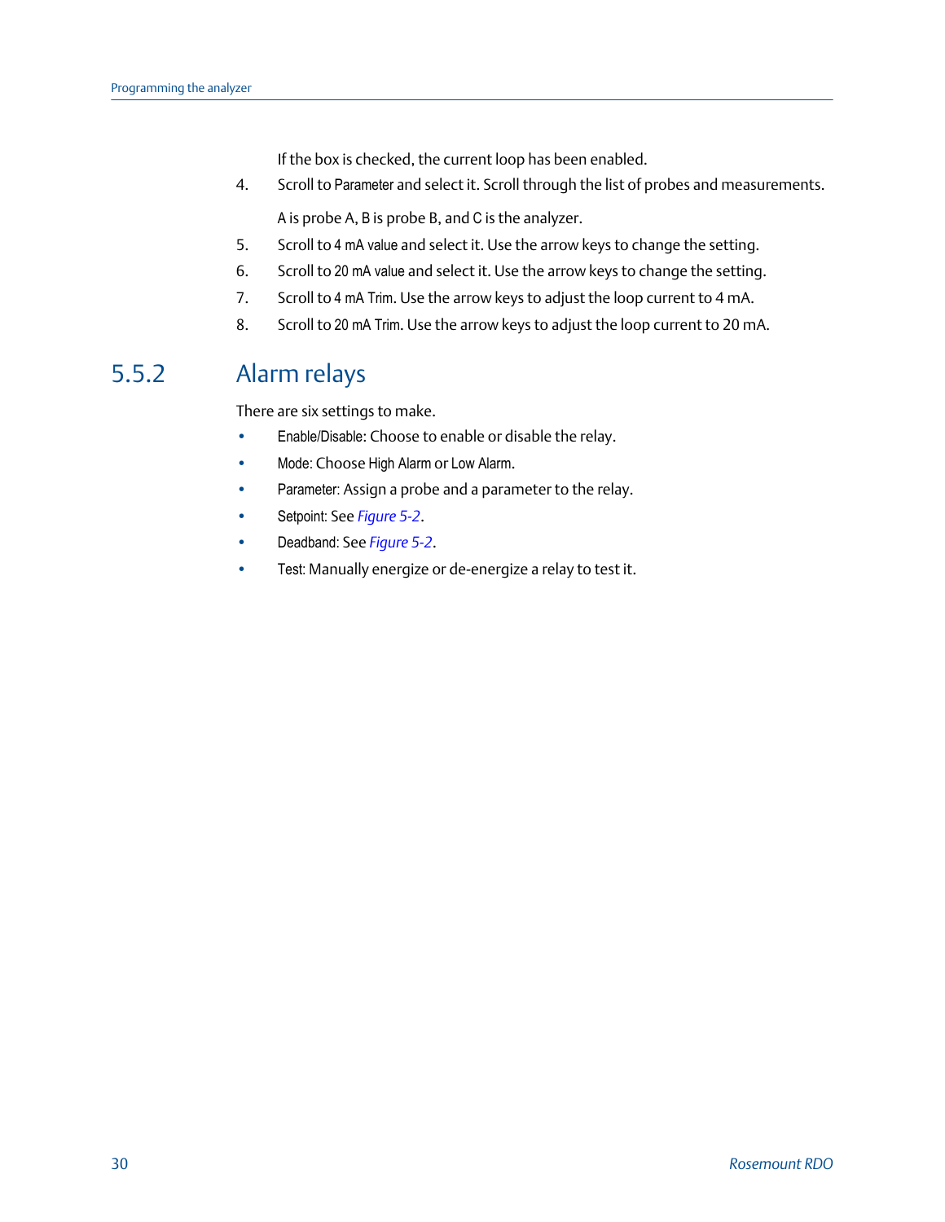If the box is checked, the current loop has been enabled.

4. Scroll to Parameter and select it. Scroll through the list of probes and measurements.

   A is probe A, B is probe B, and C is the analyzer.

5. Scroll to 4 mA value and select it. Use the arrow keys to change the setting.
6. Scroll to 20 mA value and select it. Use the arrow keys to change the setting.
7. Scroll to 4 mA Trim. Use the arrow keys to adjust the loop current to 4 mA.
8. Scroll to 20 mA Trim. Use the arrow keys to adjust the loop current to 20 mA.

## 5.5.2 Alarm relays

There are six settings to make.

- Enable/Disable: Choose to enable or disable the relay.
- Mode: Choose High Alarm or Low Alarm.
- Parameter: Assign a probe and a parameter to the relay.
- Setpoint: See *Figure 5-2*.
- Deadband: See *Figure 5-2*.
- Test: Manually energize or de-energize a relay to test it.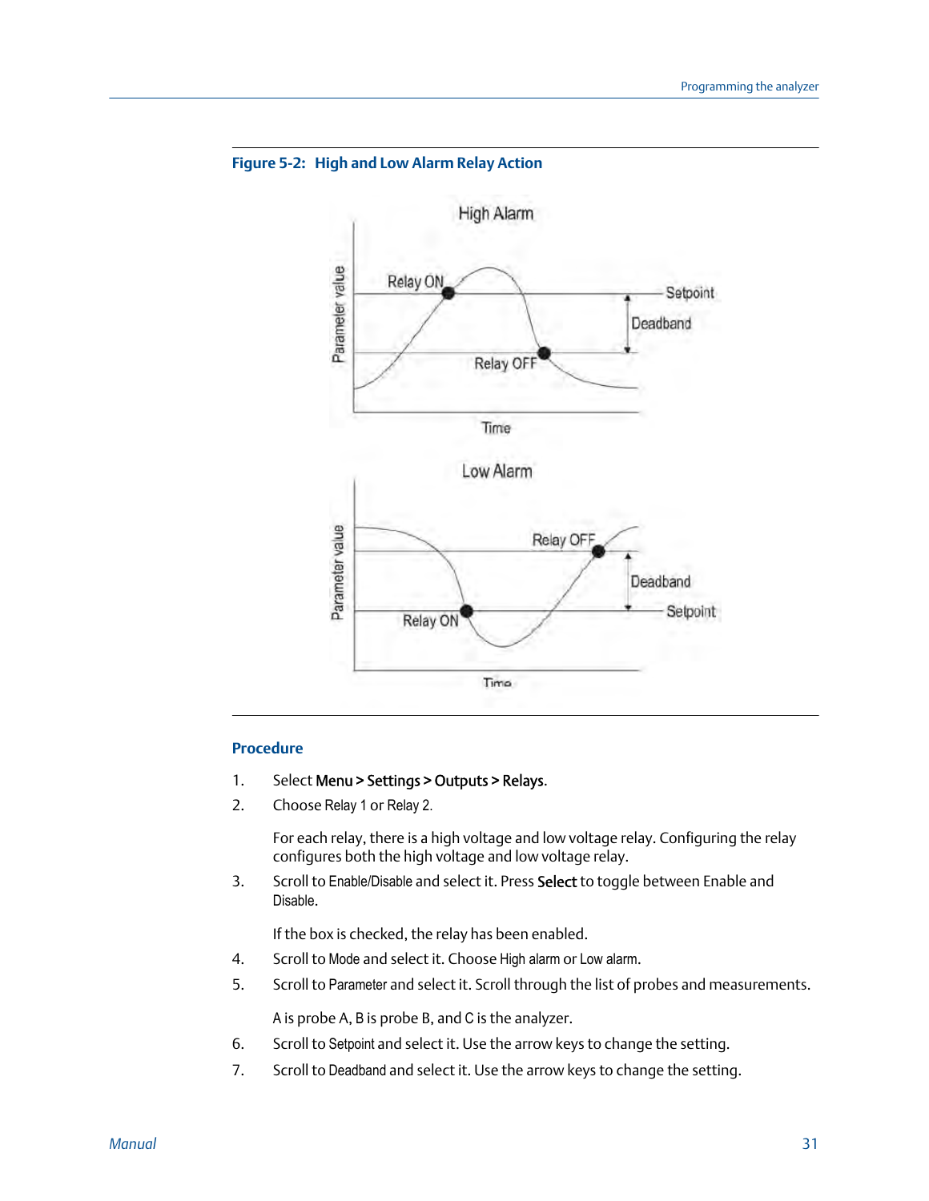**Figure 5-2: High and Low Alarm Relay Action**

High Alarm

Parameter value

Relay ON

Setpoint

Deadband

Relay OFF

Time

Low Alarm

Parameter value

Relay OFF

Deadband

Relay ON

Setpoint

Time

### Procedure

1. Select **Menu > Settings > Outputs > Relays**.
2. Choose Relay 1 or Relay 2.

   For each relay, there is a high voltage and low voltage relay. Configuring the relay configures both the high voltage and low voltage relay.
3. Scroll to Enable/Disable and select it. Press **Select** to toggle between Enable and Disable.

   If the box is checked, the relay has been enabled.
4. Scroll to Mode and select it. Choose High alarm or Low alarm.
5. Scroll to Parameter and select it. Scroll through the list of probes and measurements.

   A is probe A, B is probe B, and C is the analyzer.
6. Scroll to Setpoint and select it. Use the arrow keys to change the setting.
7. Scroll to Deadband and select it. Use the arrow keys to change the setting.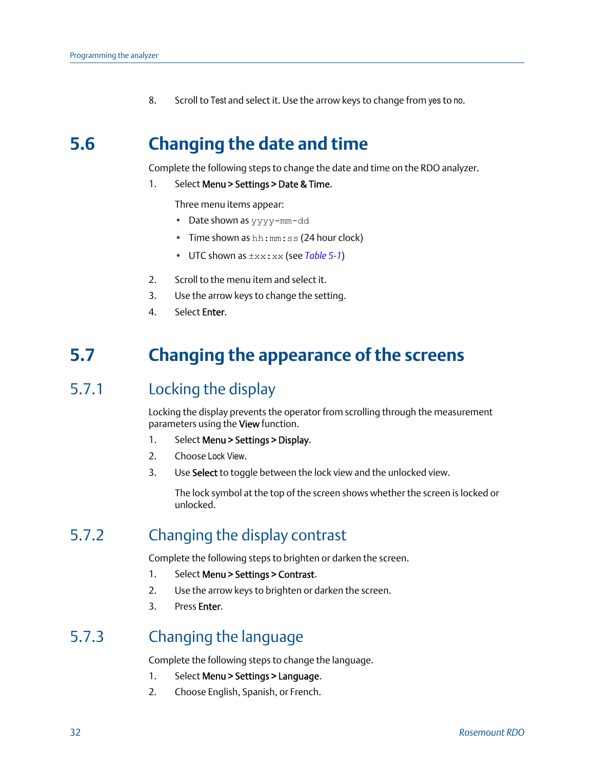8. Scroll to Test and select it. Use the arrow keys to change from yes to no.

## 5.6 Changing the date and time

Complete the following steps to change the date and time on the RDO analyzer.

1. Select **Menu > Settings > Date & Time**.

   Three menu items appear:

   - Date shown as `yyyy-mm-dd`
   - Time shown as `hh:mm:ss` (24 hour clock)
   - UTC shown as `±xx:xx` (see *Table 5-1*)

2. Scroll to the menu item and select it.
3. Use the arrow keys to change the setting.
4. Select **Enter**.

## 5.7 Changing the appearance of the screens

### 5.7.1 Locking the display

Locking the display prevents the operator from scrolling through the measurement parameters using the **View** function.

1. Select **Menu > Settings > Display**.
2. Choose Lock View.
3. Use **Select** to toggle between the lock view and the unlocked view.

   The lock symbol at the top of the screen shows whether the screen is locked or unlocked.

### 5.7.2 Changing the display contrast

Complete the following steps to brighten or darken the screen.

1. Select **Menu > Settings > Contrast**.
2. Use the arrow keys to brighten or darken the screen.
3. Press **Enter**.

### 5.7.3 Changing the language

Complete the following steps to change the language.

1. Select **Menu > Settings > Language**.
2. Choose English, Spanish, or French.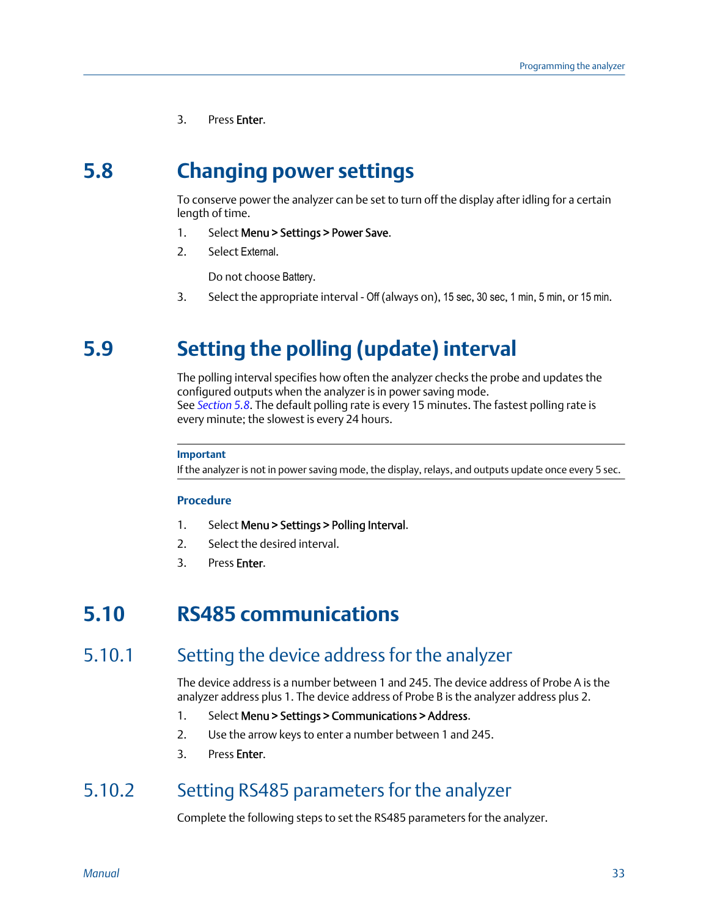3. Press **Enter**.

## 5.8 Changing power settings

To conserve power the analyzer can be set to turn off the display after idling for a certain length of time.

1. Select **Menu > Settings > Power Save**.
2. Select External.

   Do not choose Battery.
3. Select the appropriate interval - Off (always on), 15 sec, 30 sec, 1 min, 5 min, or 15 min.

## 5.9 Setting the polling (update) interval

The polling interval specifies how often the analyzer checks the probe and updates the configured outputs when the analyzer is in power saving mode.
See *Section 5.8*. The default polling rate is every 15 minutes. The fastest polling rate is every minute; the slowest is every 24 hours.

**Important**

If the analyzer is not in power saving mode, the display, relays, and outputs update once every 5 sec.

**Procedure**

1. Select **Menu > Settings > Polling Interval**.
2. Select the desired interval.
3. Press **Enter**.

## 5.10 RS485 communications

### 5.10.1 Setting the device address for the analyzer

The device address is a number between 1 and 245. The device address of Probe A is the analyzer address plus 1. The device address of Probe B is the analyzer address plus 2.

1. Select **Menu > Settings > Communications > Address**.
2. Use the arrow keys to enter a number between 1 and 245.
3. Press **Enter**.

### 5.10.2 Setting RS485 parameters for the analyzer

Complete the following steps to set the RS485 parameters for the analyzer.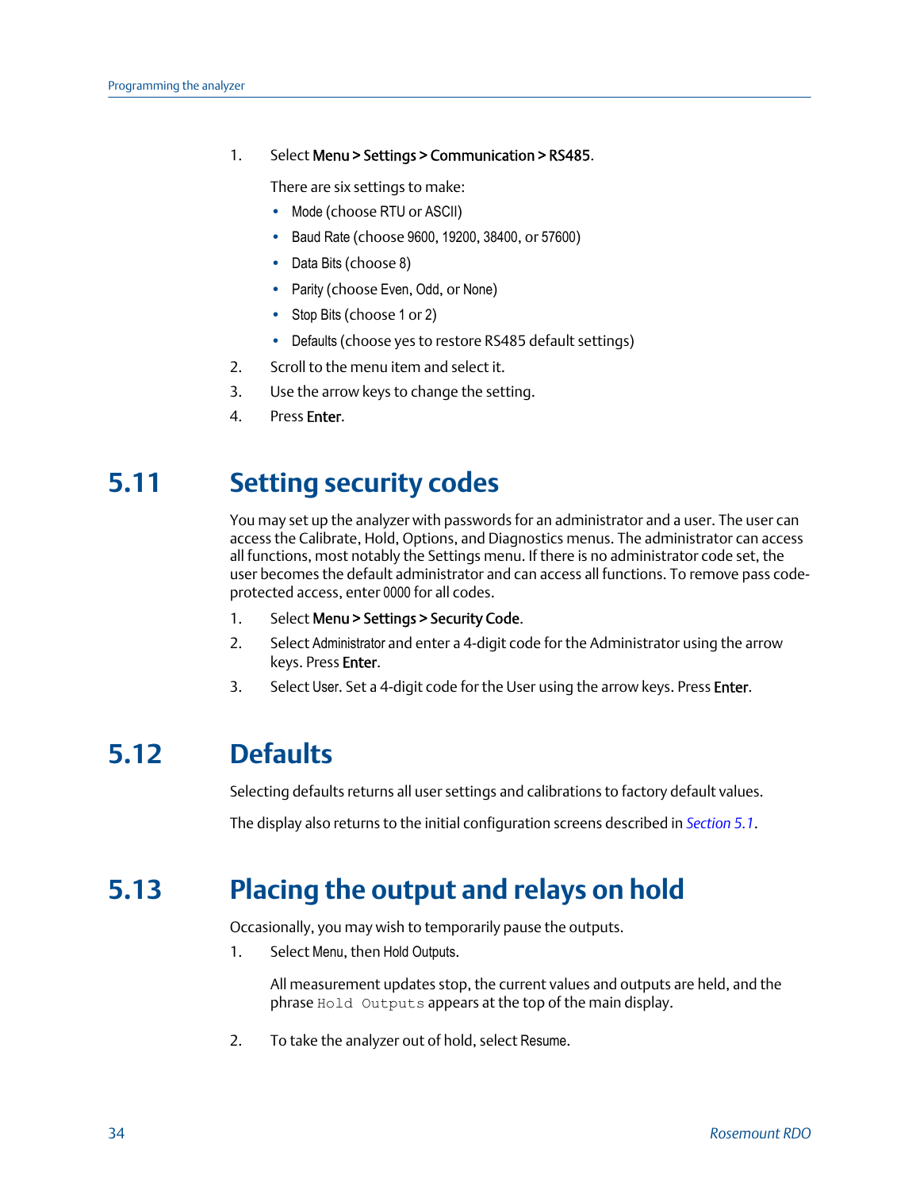1. Select **Menu > Settings > Communication > RS485**.

   There are six settings to make:

   - Mode (choose RTU or ASCII)
   - Baud Rate (choose 9600, 19200, 38400, or 57600)
   - Data Bits (choose 8)
   - Parity (choose Even, Odd, or None)
   - Stop Bits (choose 1 or 2)
   - Defaults (choose yes to restore RS485 default settings)

2. Scroll to the menu item and select it.
3. Use the arrow keys to change the setting.
4. Press **Enter**.

## 5.11 Setting security codes

You may set up the analyzer with passwords for an administrator and a user. The user can access the Calibrate, Hold, Options, and Diagnostics menus. The administrator can access all functions, most notably the Settings menu. If there is no administrator code set, the user becomes the default administrator and can access all functions. To remove pass code-protected access, enter 0000 for all codes.

1. Select **Menu > Settings > Security Code**.
2. Select Administrator and enter a 4-digit code for the Administrator using the arrow keys. Press **Enter**.
3. Select User. Set a 4-digit code for the User using the arrow keys. Press **Enter**.

## 5.12 Defaults

Selecting defaults returns all user settings and calibrations to factory default values.

The display also returns to the initial configuration screens described in *Section 5.1*.

## 5.13 Placing the output and relays on hold

Occasionally, you may wish to temporarily pause the outputs.

1. Select Menu, then Hold Outputs.

   All measurement updates stop, the current values and outputs are held, and the phrase `Hold Outputs` appears at the top of the main display.

2. To take the analyzer out of hold, select Resume.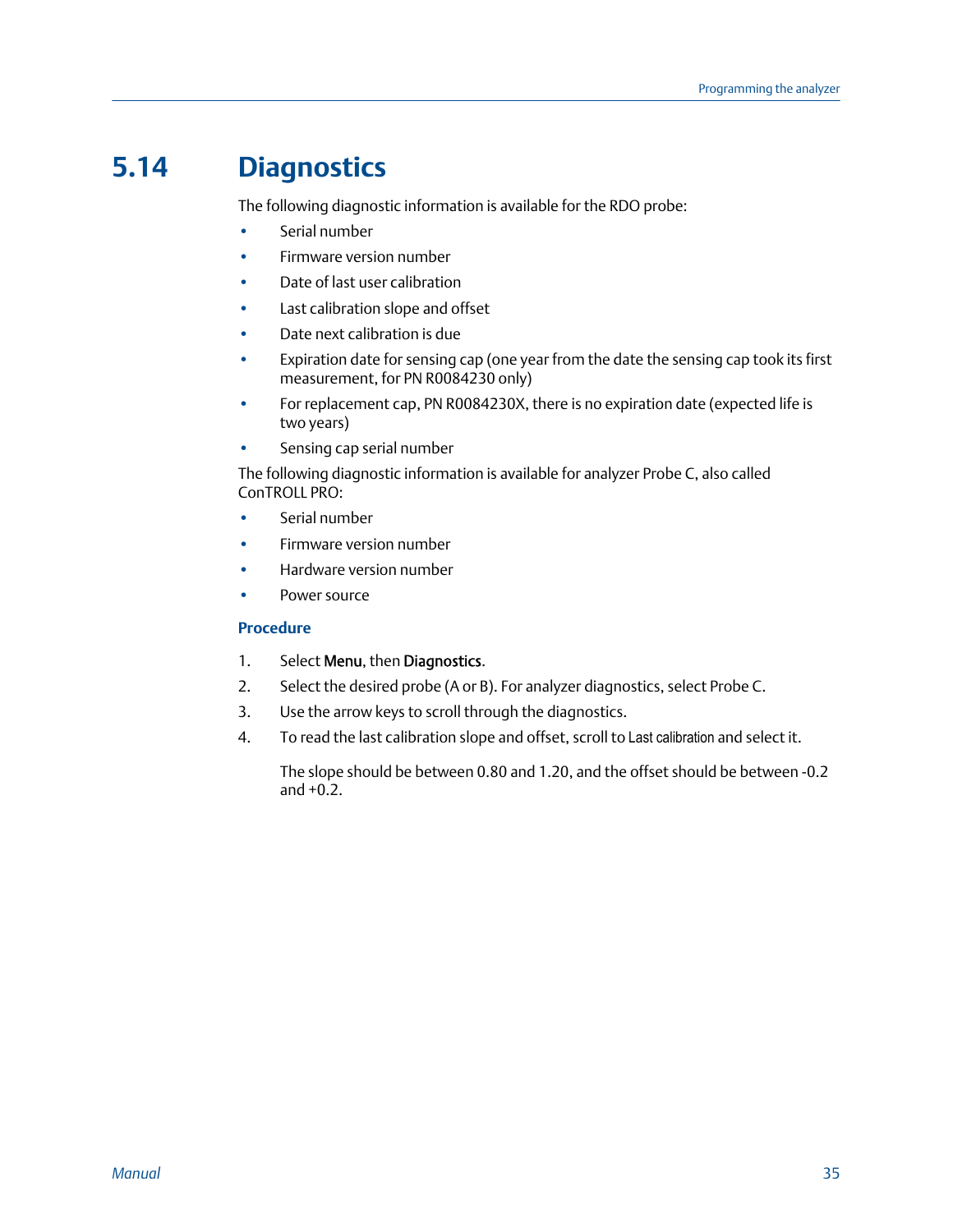## 5.14 Diagnostics

The following diagnostic information is available for the RDO probe:

- Serial number
- Firmware version number
- Date of last user calibration
- Last calibration slope and offset
- Date next calibration is due
- Expiration date for sensing cap (one year from the date the sensing cap took its first measurement, for PN R0084230 only)
- For replacement cap, PN R0084230X, there is no expiration date (expected life is two years)
- Sensing cap serial number

The following diagnostic information is available for analyzer Probe C, also called ConTROLL PRO:

- Serial number
- Firmware version number
- Hardware version number
- Power source

### Procedure

1. Select **Menu**, then **Diagnostics**.
2. Select the desired probe (A or B). For analyzer diagnostics, select Probe C.
3. Use the arrow keys to scroll through the diagnostics.
4. To read the last calibration slope and offset, scroll to Last calibration and select it.

   The slope should be between 0.80 and 1.20, and the offset should be between -0.2 and +0.2.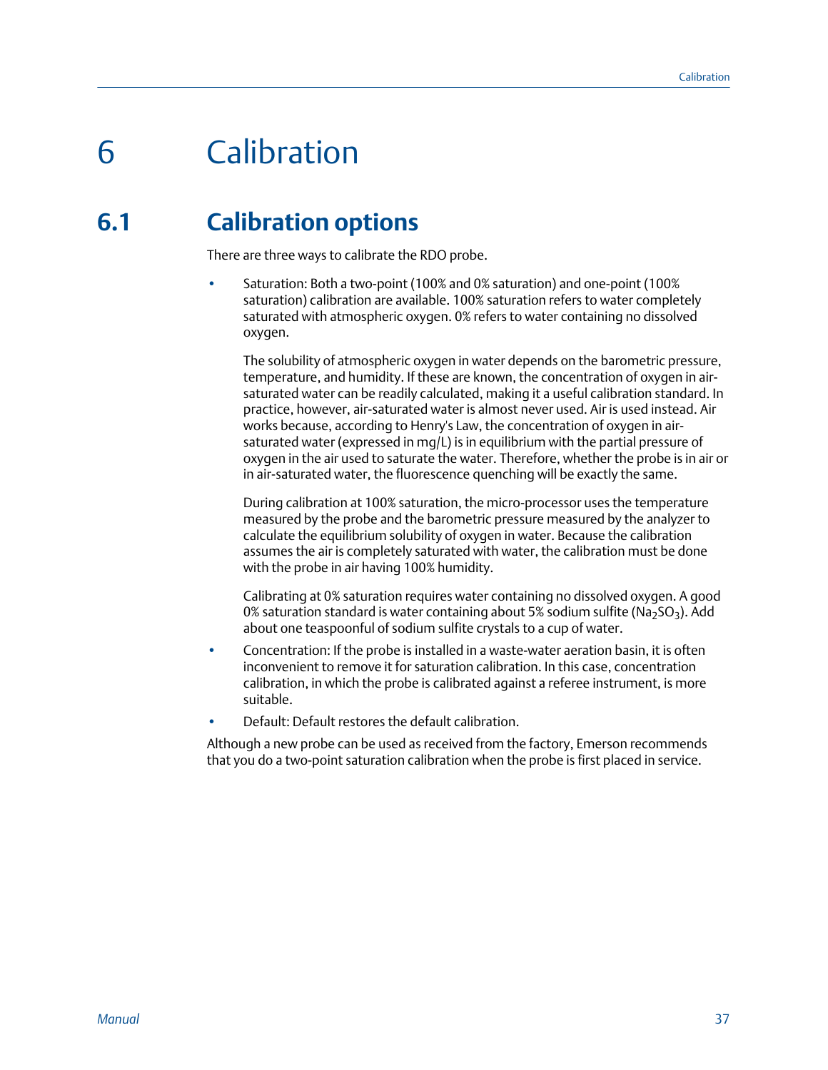# 6 Calibration

## 6.1 Calibration options

There are three ways to calibrate the RDO probe.

- Saturation: Both a two-point (100% and 0% saturation) and one-point (100% saturation) calibration are available. 100% saturation refers to water completely saturated with atmospheric oxygen. 0% refers to water containing no dissolved oxygen.

  The solubility of atmospheric oxygen in water depends on the barometric pressure, temperature, and humidity. If these are known, the concentration of oxygen in air-saturated water can be readily calculated, making it a useful calibration standard. In practice, however, air-saturated water is almost never used. Air is used instead. Air works because, according to Henry's Law, the concentration of oxygen in air-saturated water (expressed in mg/L) is in equilibrium with the partial pressure of oxygen in the air used to saturate the water. Therefore, whether the probe is in air or in air-saturated water, the fluorescence quenching will be exactly the same.

  During calibration at 100% saturation, the micro-processor uses the temperature measured by the probe and the barometric pressure measured by the analyzer to calculate the equilibrium solubility of oxygen in water. Because the calibration assumes the air is completely saturated with water, the calibration must be done with the probe in air having 100% humidity.

  Calibrating at 0% saturation requires water containing no dissolved oxygen. A good 0% saturation standard is water containing about 5% sodium sulfite ($Na_2SO_3$). Add about one teaspoonful of sodium sulfite crystals to a cup of water.

- Concentration: If the probe is installed in a waste-water aeration basin, it is often inconvenient to remove it for saturation calibration. In this case, concentration calibration, in which the probe is calibrated against a referee instrument, is more suitable.
- Default: Default restores the default calibration.

Although a new probe can be used as received from the factory, Emerson recommends that you do a two-point saturation calibration when the probe is first placed in service.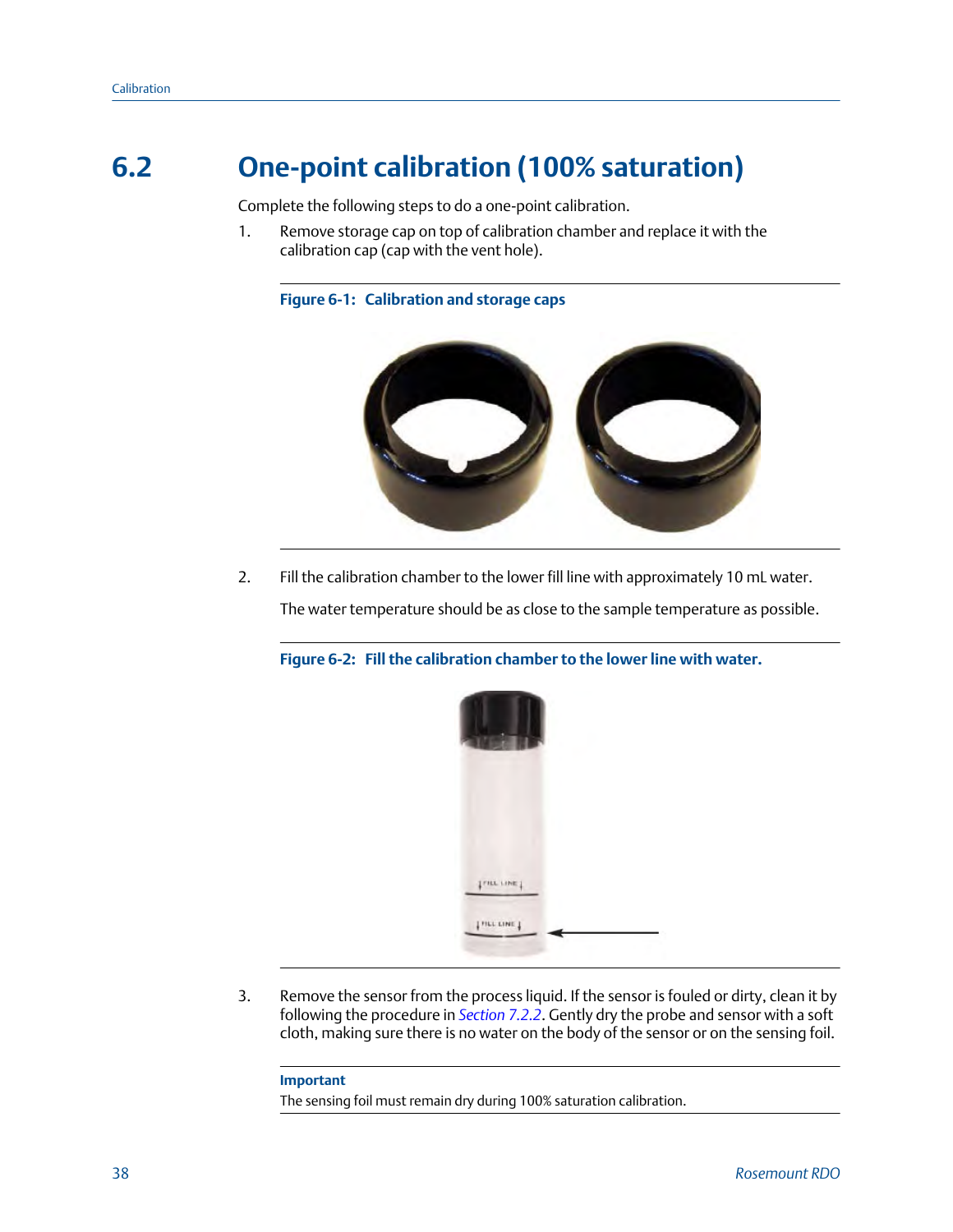## 6.2 One-point calibration (100% saturation)

Complete the following steps to do a one-point calibration.

1. Remove storage cap on top of calibration chamber and replace it with the calibration cap (cap with the vent hole).

**Figure 6-1: Calibration and storage caps**

2. Fill the calibration chamber to the lower fill line with approximately 10 mL water.

   The water temperature should be as close to the sample temperature as possible.

**Figure 6-2: Fill the calibration chamber to the lower line with water.**

FILL LINE

FILL LINE

3. Remove the sensor from the process liquid. If the sensor is fouled or dirty, clean it by following the procedure in *Section 7.2.2*. Gently dry the probe and sensor with a soft cloth, making sure there is no water on the body of the sensor or on the sensing foil.

**Important**

The sensing foil must remain dry during 100% saturation calibration.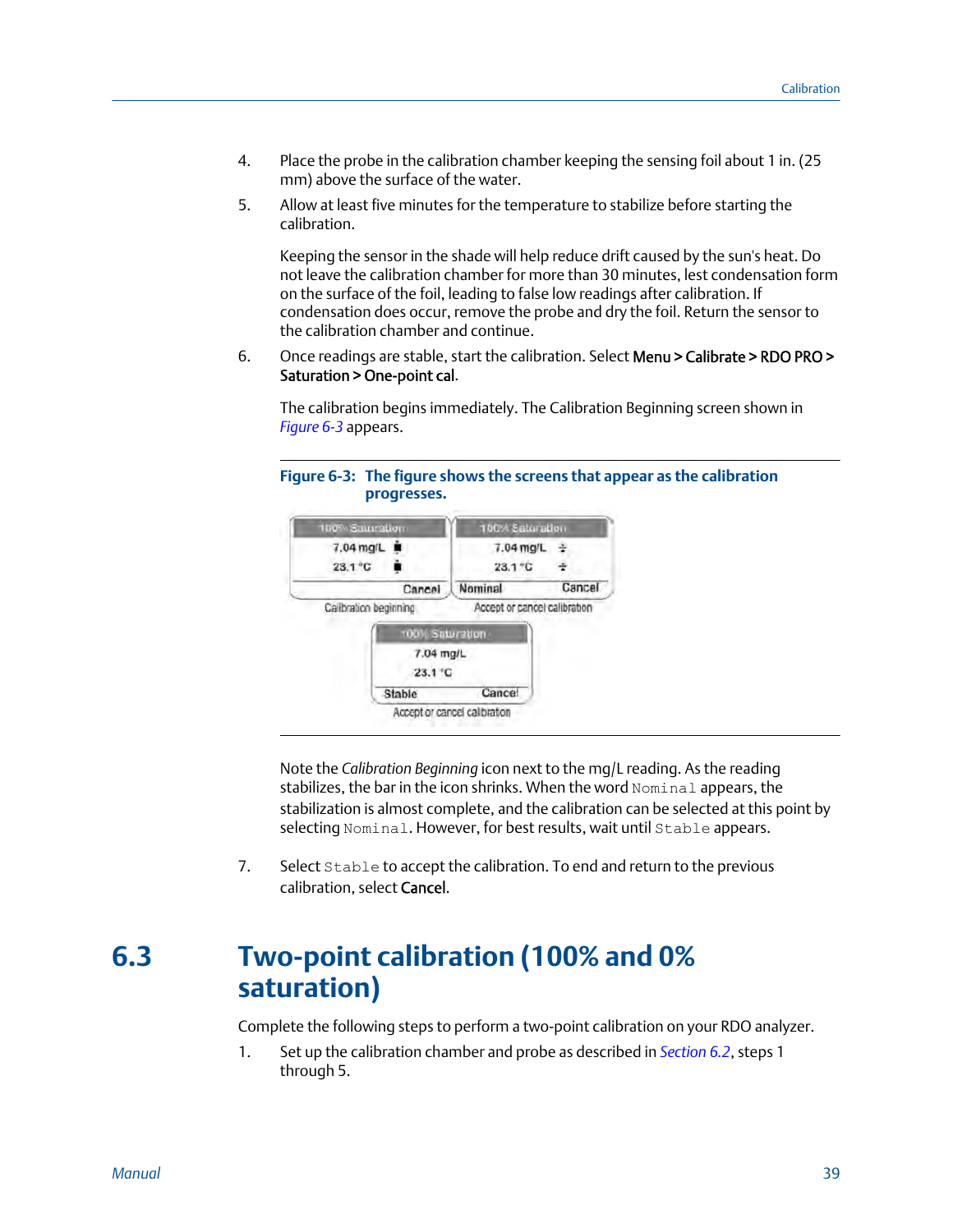4. Place the probe in the calibration chamber keeping the sensing foil about 1 in. (25 mm) above the surface of the water.
5. Allow at least five minutes for the temperature to stabilize before starting the calibration.

   Keeping the sensor in the shade will help reduce drift caused by the sun's heat. Do not leave the calibration chamber for more than 30 minutes, lest condensation form on the surface of the foil, leading to false low readings after calibration. If condensation does occur, remove the probe and dry the foil. Return the sensor to the calibration chamber and continue.
6. Once readings are stable, start the calibration. Select **Menu > Calibrate > RDO PRO > Saturation > One-point cal**.

   The calibration begins immediately. The Calibration Beginning screen shown in *Figure 6-3* appears.

**Figure 6-3: The figure shows the screens that appear as the calibration progresses.**

100% Saturation
7.04 mg/L
23.1 °C
Cancel
Calibration beginning

100% Saturation
7.04 mg/L
23.1 °C
Nominal Cancel
Accept or cancel calibration

100% Saturation
7.04 mg/L
23.1 °C
Stable Cancel
Accept or cancel calibration

Note the *Calibration Beginning* icon next to the mg/L reading. As the reading stabilizes, the bar in the icon shrinks. When the word `Nominal` appears, the stabilization is almost complete, and the calibration can be selected at this point by selecting `Nominal`. However, for best results, wait until `Stable` appears.

7. Select `Stable` to accept the calibration. To end and return to the previous calibration, select **Cancel**.

## 6.3 Two-point calibration (100% and 0% saturation)

Complete the following steps to perform a two-point calibration on your RDO analyzer.

1. Set up the calibration chamber and probe as described in *Section 6.2*, steps 1 through 5.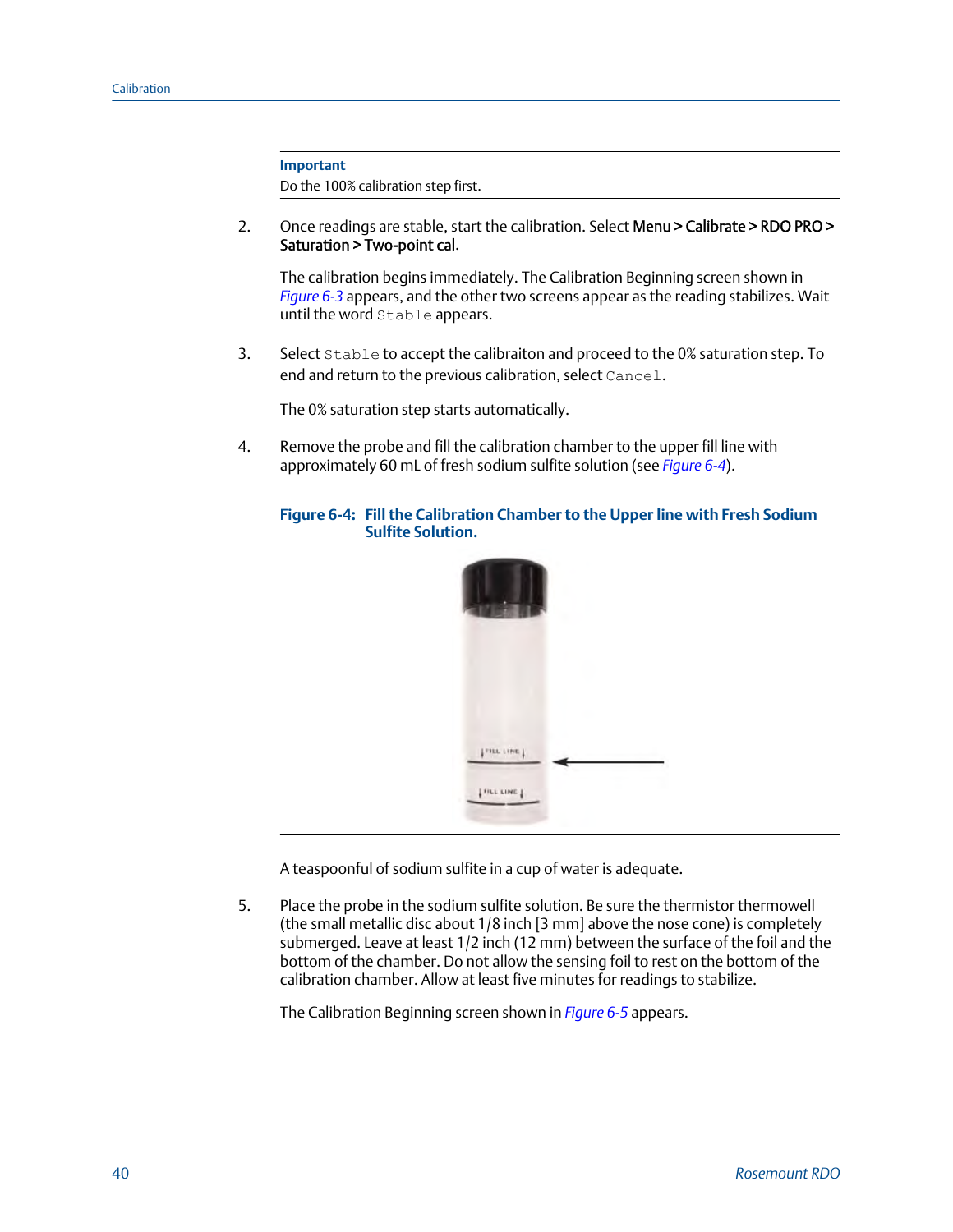**Important**

Do the 100% calibration step first.

2. Once readings are stable, start the calibration. Select **Menu > Calibrate > RDO PRO > Saturation > Two-point cal**.

   The calibration begins immediately. The Calibration Beginning screen shown in *Figure 6-3* appears, and the other two screens appear as the reading stabilizes. Wait until the word `Stable` appears.

3. Select `Stable` to accept the calibraiton and proceed to the 0% saturation step. To end and return to the previous calibration, select `Cancel`.

   The 0% saturation step starts automatically.

4. Remove the probe and fill the calibration chamber to the upper fill line with approximately 60 mL of fresh sodium sulfite solution (see *Figure 6-4*).

**Figure 6-4: Fill the Calibration Chamber to the Upper line with Fresh Sodium Sulfite Solution.**

FILL LINE

FILL LINE

A teaspoonful of sodium sulfite in a cup of water is adequate.

5. Place the probe in the sodium sulfite solution. Be sure the thermistor thermowell (the small metallic disc about 1/8 inch [3 mm] above the nose cone) is completely submerged. Leave at least 1/2 inch (12 mm) between the surface of the foil and the bottom of the chamber. Do not allow the sensing foil to rest on the bottom of the calibration chamber. Allow at least five minutes for readings to stabilize.

   The Calibration Beginning screen shown in *Figure 6-5* appears.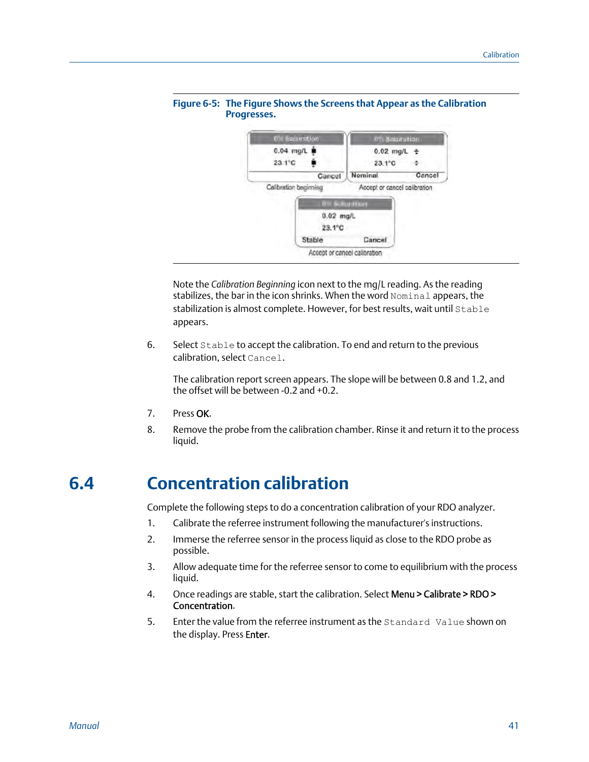**Figure 6-5: The Figure Shows the Screens that Appear as the Calibration Progresses.**

0% Saturation
0.04 mg/L
23.1°C
Cancel
Calibration beginning

0% Saturation
0.02 mg/L
23.1°C
Nominal Cancel
Accept or cancel calibration

0% Saturation
0.02 mg/L
23.1°C
Stable Cancel
Accept or cancel calibration

Note the *Calibration Beginning* icon next to the mg/L reading. As the reading stabilizes, the bar in the icon shrinks. When the word `Nominal` appears, the stabilization is almost complete. However, for best results, wait until `Stable` appears.

6. Select `Stable` to accept the calibration. To end and return to the previous calibration, select `Cancel`.

   The calibration report screen appears. The slope will be between 0.8 and 1.2, and the offset will be between -0.2 and +0.2.

7. Press **OK**.
8. Remove the probe from the calibration chamber. Rinse it and return it to the process liquid.

## 6.4 Concentration calibration

Complete the following steps to do a concentration calibration of your RDO analyzer.

1. Calibrate the referee instrument following the manufacturer's instructions.
2. Immerse the referee sensor in the process liquid as close to the RDO probe as possible.
3. Allow adequate time for the referee sensor to come to equilibrium with the process liquid.
4. Once readings are stable, start the calibration. Select **Menu > Calibrate > RDO > Concentration**.
5. Enter the value from the referee instrument as the `Standard Value` shown on the display. Press **Enter**.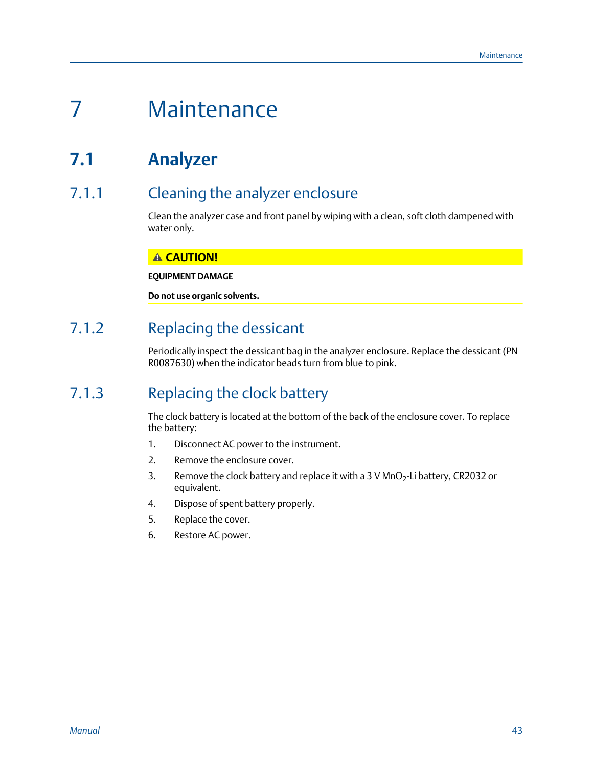# 7 Maintenance

## 7.1 Analyzer

### 7.1.1 Cleaning the analyzer enclosure

Clean the analyzer case and front panel by wiping with a clean, soft cloth dampened with water only.

**⚠ CAUTION!**

**EQUIPMENT DAMAGE**

**Do not use organic solvents.**

### 7.1.2 Replacing the dessicant

Periodically inspect the dessicant bag in the analyzer enclosure. Replace the dessicant (PN R0087630) when the indicator beads turn from blue to pink.

### 7.1.3 Replacing the clock battery

The clock battery is located at the bottom of the back of the enclosure cover. To replace the battery:

1. Disconnect AC power to the instrument.
2. Remove the enclosure cover.
3. Remove the clock battery and replace it with a 3 V $MnO_2$-Li battery, CR2032 or equivalent.
4. Dispose of spent battery properly.
5. Replace the cover.
6. Restore AC power.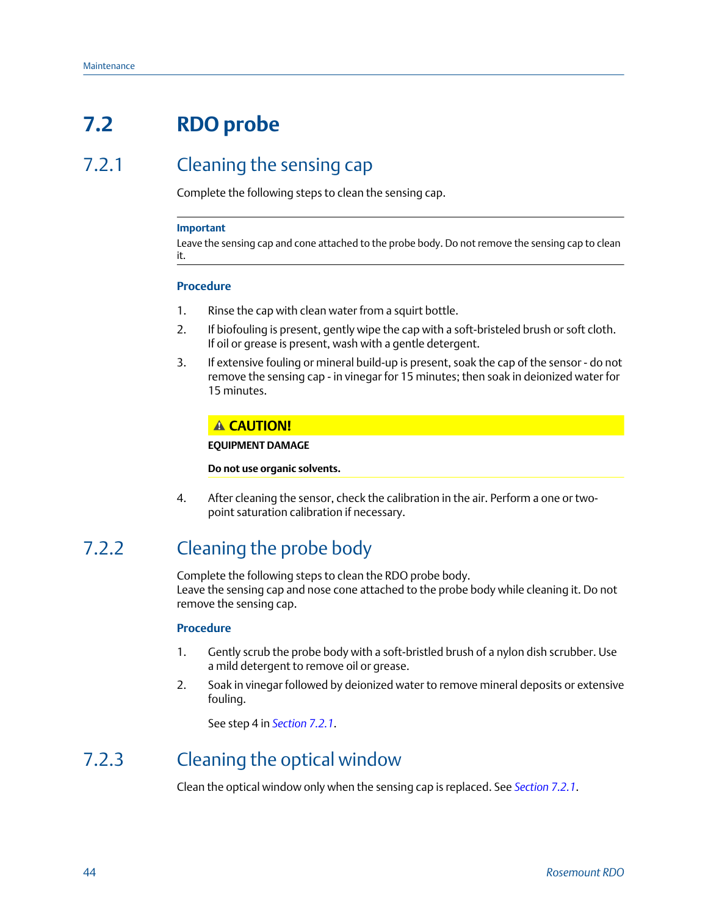## 7.2 RDO probe

### 7.2.1 Cleaning the sensing cap

Complete the following steps to clean the sensing cap.

**Important**

Leave the sensing cap and cone attached to the probe body. Do not remove the sensing cap to clean it.

**Procedure**

1. Rinse the cap with clean water from a squirt bottle.
2. If biofouling is present, gently wipe the cap with a soft-bristeled brush or soft cloth. If oil or grease is present, wash with a gentle detergent.
3. If extensive fouling or mineral build-up is present, soak the cap of the sensor - do not remove the sensing cap - in vinegar for 15 minutes; then soak in deionized water for 15 minutes.

   **⚠ CAUTION!**

   **EQUIPMENT DAMAGE**

   **Do not use organic solvents.**

4. After cleaning the sensor, check the calibration in the air. Perform a one or two-point saturation calibration if necessary.

### 7.2.2 Cleaning the probe body

Complete the following steps to clean the RDO probe body.
Leave the sensing cap and nose cone attached to the probe body while cleaning it. Do not remove the sensing cap.

**Procedure**

1. Gently scrub the probe body with a soft-bristled brush of a nylon dish scrubber. Use a mild detergent to remove oil or grease.
2. Soak in vinegar followed by deionized water to remove mineral deposits or extensive fouling.

   See step 4 in *Section 7.2.1*.

### 7.2.3 Cleaning the optical window

Clean the optical window only when the sensing cap is replaced. See *Section 7.2.1*.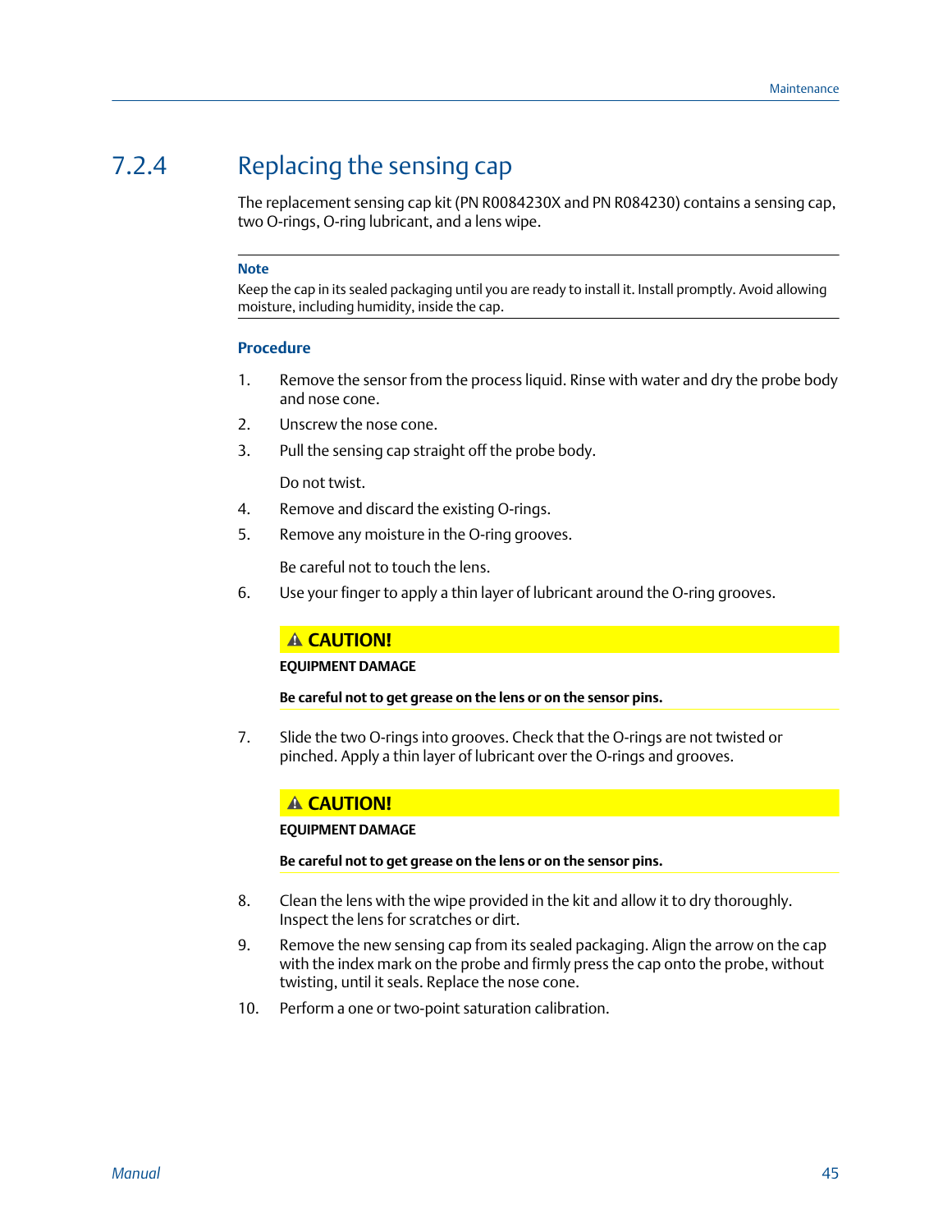## 7.2.4 Replacing the sensing cap

The replacement sensing cap kit (PN R0084230X and PN R084230) contains a sensing cap, two O-rings, O-ring lubricant, and a lens wipe.

---

**Note**

Keep the cap in its sealed packaging until you are ready to install it. Install promptly. Avoid allowing moisture, including humidity, inside the cap.

---

### Procedure

1. Remove the sensor from the process liquid. Rinse with water and dry the probe body and nose cone.
2. Unscrew the nose cone.
3. Pull the sensing cap straight off the probe body.

   Do not twist.
4. Remove and discard the existing O-rings.
5. Remove any moisture in the O-ring grooves.

   Be careful not to touch the lens.
6. Use your finger to apply a thin layer of lubricant around the O-ring grooves.

   **⚠ CAUTION!**

   **EQUIPMENT DAMAGE**

   **Be careful not to get grease on the lens or on the sensor pins.**

7. Slide the two O-rings into grooves. Check that the O-rings are not twisted or pinched. Apply a thin layer of lubricant over the O-rings and grooves.

   **⚠ CAUTION!**

   **EQUIPMENT DAMAGE**

   **Be careful not to get grease on the lens or on the sensor pins.**

8. Clean the lens with the wipe provided in the kit and allow it to dry thoroughly. Inspect the lens for scratches or dirt.
9. Remove the new sensing cap from its sealed packaging. Align the arrow on the cap with the index mark on the probe and firmly press the cap onto the probe, without twisting, until it seals. Replace the nose cone.
10. Perform a one or two-point saturation calibration.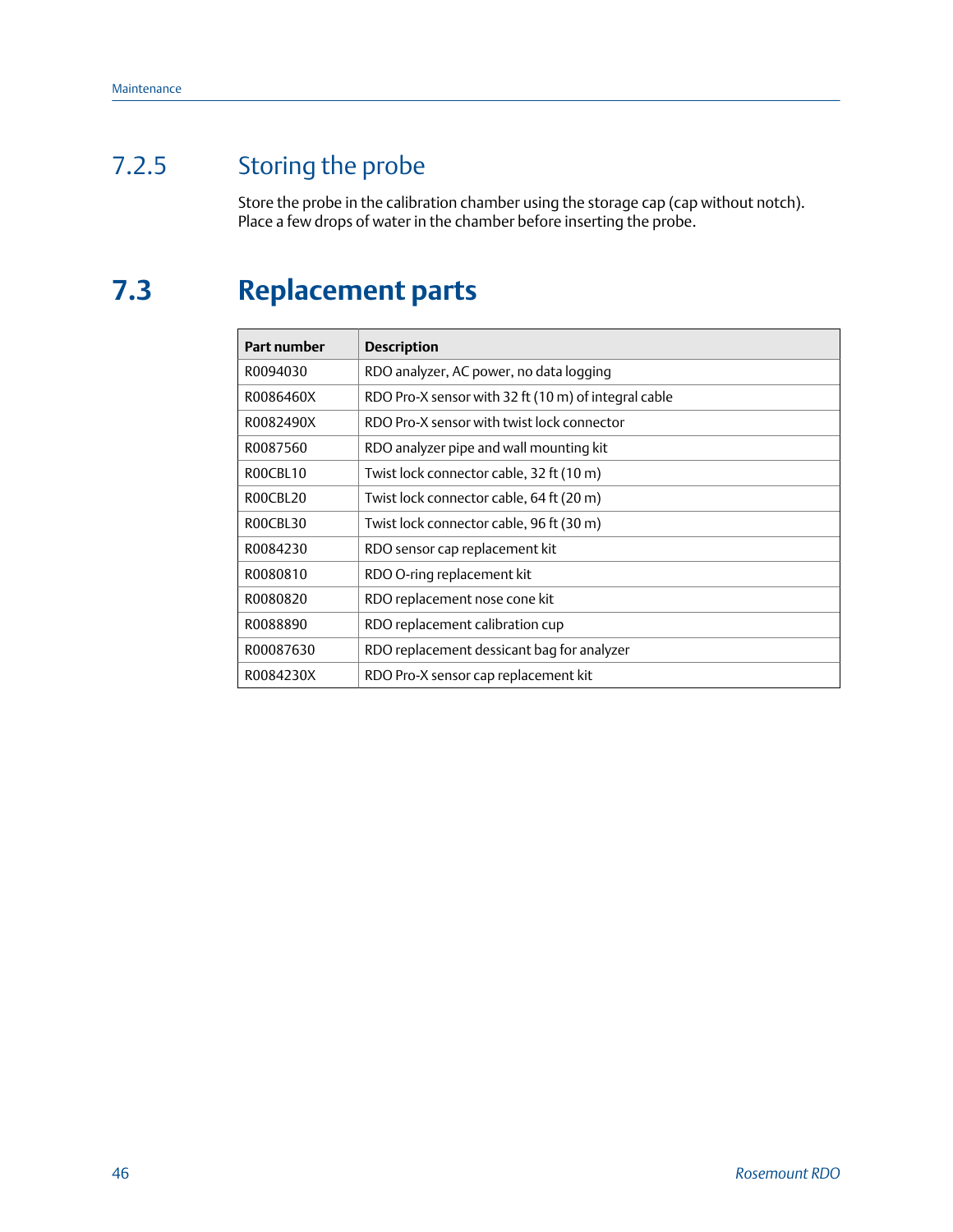### 7.2.5 Storing the probe

Store the probe in the calibration chamber using the storage cap (cap without notch). Place a few drops of water in the chamber before inserting the probe.

## 7.3 Replacement parts

| Part number | Description |
|---|---|
| R0094030 | RDO analyzer, AC power, no data logging |
| R0086460X | RDO Pro-X sensor with 32 ft (10 m) of integral cable |
| R0082490X | RDO Pro-X sensor with twist lock connector |
| R0087560 | RDO analyzer pipe and wall mounting kit |
| R00CBL10 | Twist lock connector cable, 32 ft (10 m) |
| R00CBL20 | Twist lock connector cable, 64 ft (20 m) |
| R00CBL30 | Twist lock connector cable, 96 ft (30 m) |
| R0084230 | RDO sensor cap replacement kit |
| R0080810 | RDO O-ring replacement kit |
| R0080820 | RDO replacement nose cone kit |
| R0088890 | RDO replacement calibration cup |
| R00087630 | RDO replacement dessicant bag for analyzer |
| R0084230X | RDO Pro-X sensor cap replacement kit |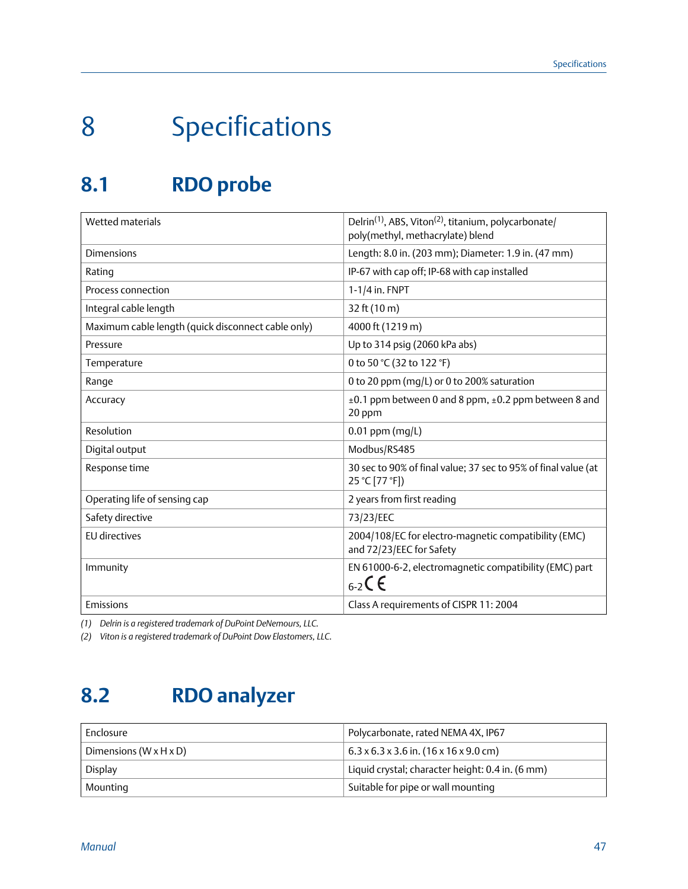# 8 Specifications

## 8.1 RDO probe

| | |
|---|---|
| Wetted materials | Delrin[1], ABS, Viton[2], titanium, polycarbonate/ poly(methyl, methacrylate) blend |
| Dimensions | Length: 8.0 in. (203 mm); Diameter: 1.9 in. (47 mm) |
| Rating | IP-67 with cap off; IP-68 with cap installed |
| Process connection | 1-1/4 in. FNPT |
| Integral cable length | 32 ft (10 m) |
| Maximum cable length (quick disconnect cable only) | 4000 ft (1219 m) |
| Pressure | Up to 314 psig (2060 kPa abs) |
| Temperature | 0 to 50 °C (32 to 122 °F) |
| Range | 0 to 20 ppm (mg/L) or 0 to 200% saturation |
| Accuracy | ±0.1 ppm between 0 and 8 ppm, ±0.2 ppm between 8 and 20 ppm |
| Resolution | 0.01 ppm (mg/L) |
| Digital output | Modbus/RS485 |
| Response time | 30 sec to 90% of final value; 37 sec to 95% of final value (at 25 °C [77 °F]) |
| Operating life of sensing cap | 2 years from first reading |
| Safety directive | 73/23/EEC |
| EU directives | 2004/108/EC for electro-magnetic compatibility (EMC) and 72/23/EEC for Safety |
| Immunity | EN 61000-6-2, electromagnetic compatibility (EMC) part 6-2 CE |
| Emissions | Class A requirements of CISPR 11: 2004 |

*(1) Delrin is a registered trademark of DuPoint DeNemours, LLC.*

*(2) Viton is a registered trademark of DuPoint Dow Elastomers, LLC.*

## 8.2 RDO analyzer

| | |
|---|---|
| Enclosure | Polycarbonate, rated NEMA 4X, IP67 |
| Dimensions (W x H x D) | 6.3 x 6.3 x 3.6 in. (16 x 16 x 9.0 cm) |
| Display | Liquid crystal; character height: 0.4 in. (6 mm) |
| Mounting | Suitable for pipe or wall mounting |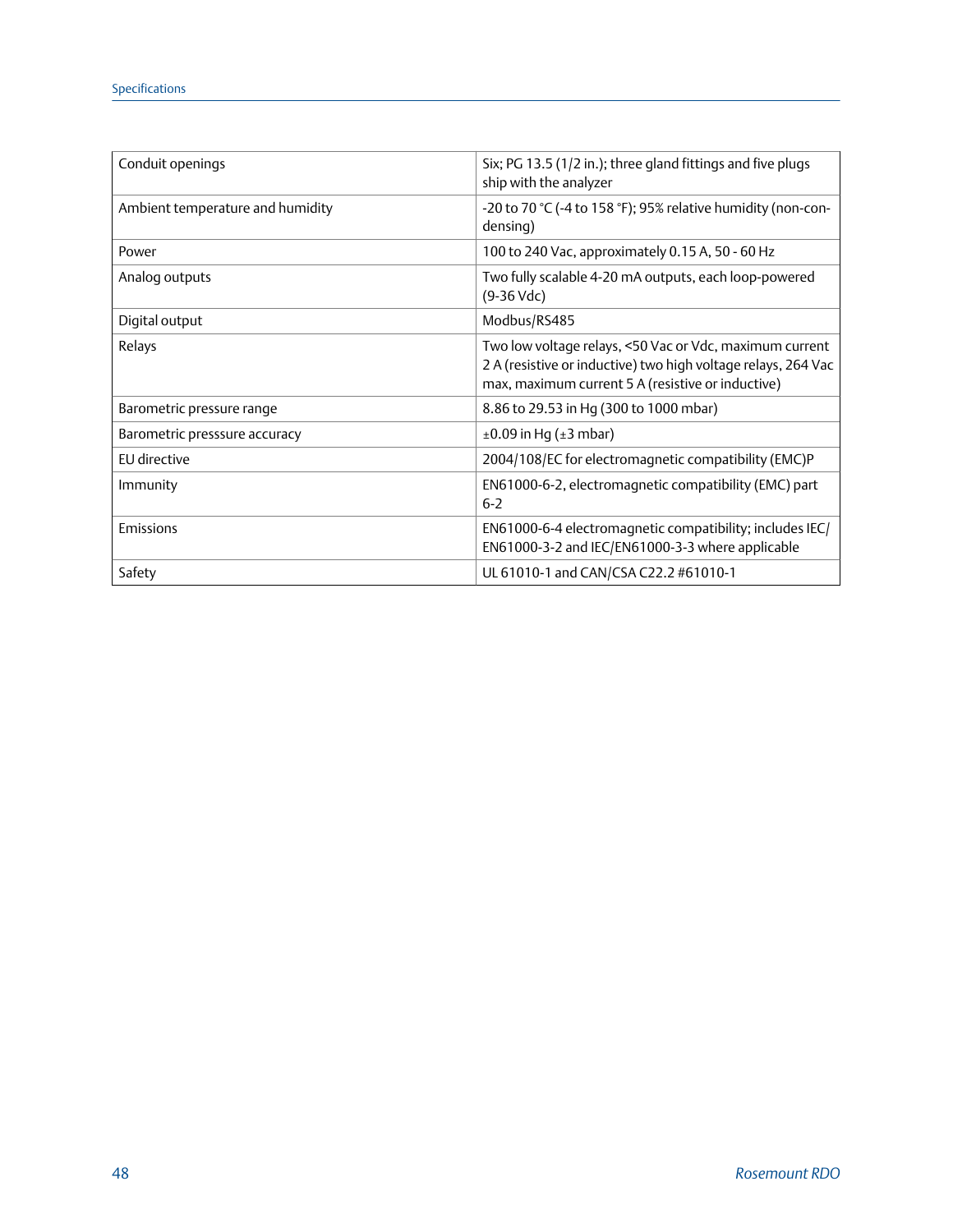| | |
|---|---|
| Conduit openings | Six; PG 13.5 (1/2 in.); three gland fittings and five plugs ship with the analyzer |
| Ambient temperature and humidity | -20 to 70 °C (-4 to 158 °F); 95% relative humidity (non-condensing) |
| Power | 100 to 240 Vac, approximately 0.15 A, 50 - 60 Hz |
| Analog outputs | Two fully scalable 4-20 mA outputs, each loop-powered (9-36 Vdc) |
| Digital output | Modbus/RS485 |
| Relays | Two low voltage relays, <50 Vac or Vdc, maximum current 2 A (resistive or inductive) two high voltage relays, 264 Vac max, maximum current 5 A (resistive or inductive) |
| Barometric pressure range | 8.86 to 29.53 in Hg (300 to 1000 mbar) |
| Barometric presssure accuracy | ±0.09 in Hg (±3 mbar) |
| EU directive | 2004/108/EC for electromagnetic compatibility (EMC)P |
| Immunity | EN61000-6-2, electromagnetic compatibility (EMC) part 6-2 |
| Emissions | EN61000-6-4 electromagnetic compatibility; includes IEC/EN61000-3-2 and IEC/EN61000-3-3 where applicable |
| Safety | UL 61010-1 and CAN/CSA C22.2 #61010-1 |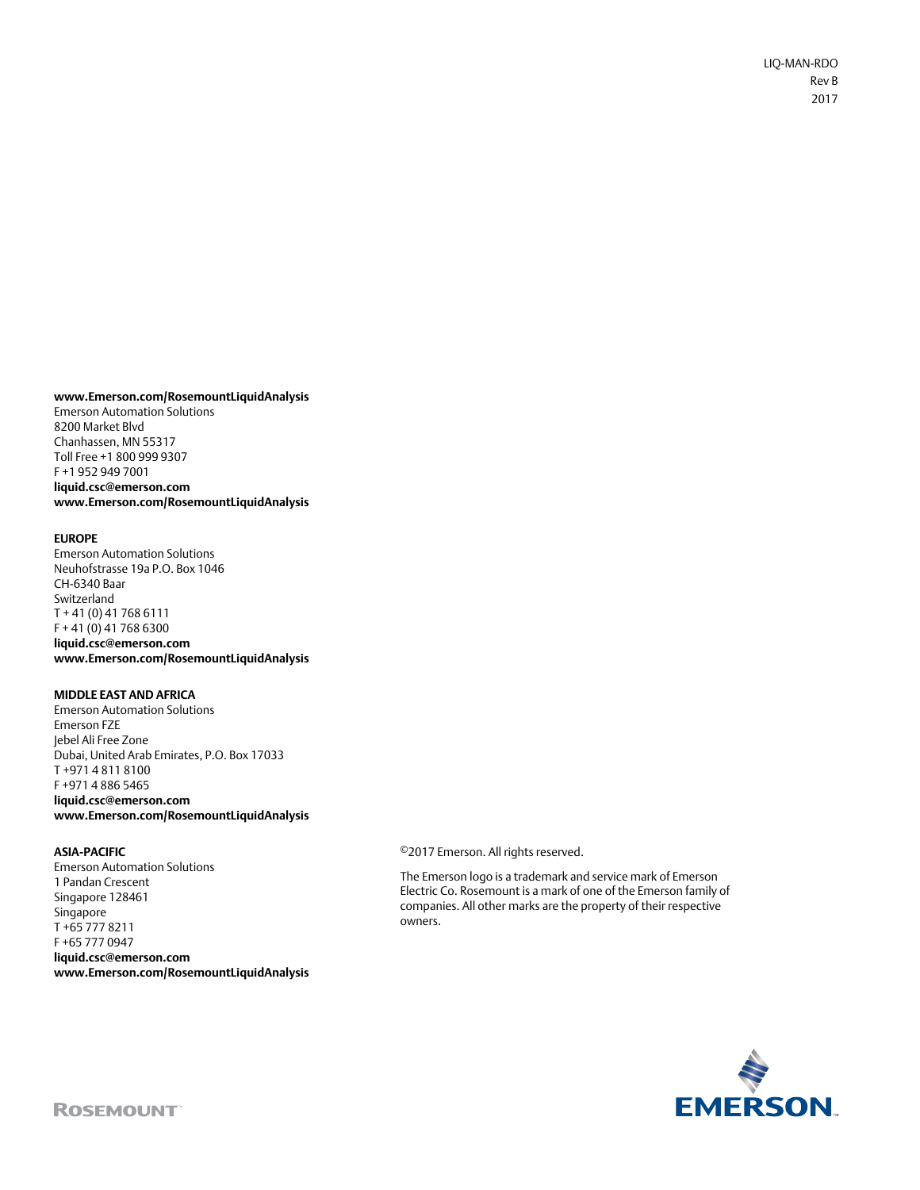LIQ-MAN-RDO
Rev B
2017

**www.Emerson.com/RosemountLiquidAnalysis**
Emerson Automation Solutions
8200 Market Blvd
Chanhassen, MN 55317
Toll Free +1 800 999 9307
F +1 952 949 7001
**liquid.csc@emerson.com**
**www.Emerson.com/RosemountLiquidAnalysis**

**EUROPE**
Emerson Automation Solutions
Neuhofstrasse 19a P.O. Box 1046
CH-6340 Baar
Switzerland
T + 41 (0) 41 768 6111
F + 41 (0) 41 768 6300
**liquid.csc@emerson.com**
**www.Emerson.com/RosemountLiquidAnalysis**

**MIDDLE EAST AND AFRICA**
Emerson Automation Solutions
Emerson FZE
Jebel Ali Free Zone
Dubai, United Arab Emirates, P.O. Box 17033
T +971 4 811 8100
F +971 4 886 5465
**liquid.csc@emerson.com**
**www.Emerson.com/RosemountLiquidAnalysis**

**ASIA-PACIFIC**
Emerson Automation Solutions
1 Pandan Crescent
Singapore 128461
Singapore
T +65 777 8211
F +65 777 0947
**liquid.csc@emerson.com**
**www.Emerson.com/RosemountLiquidAnalysis**

©2017 Emerson. All rights reserved.

The Emerson logo is a trademark and service mark of Emerson Electric Co. Rosemount is a mark of one of the Emerson family of companies. All other marks are the property of their respective owners.

ROSEMOUNT™

EMERSON™